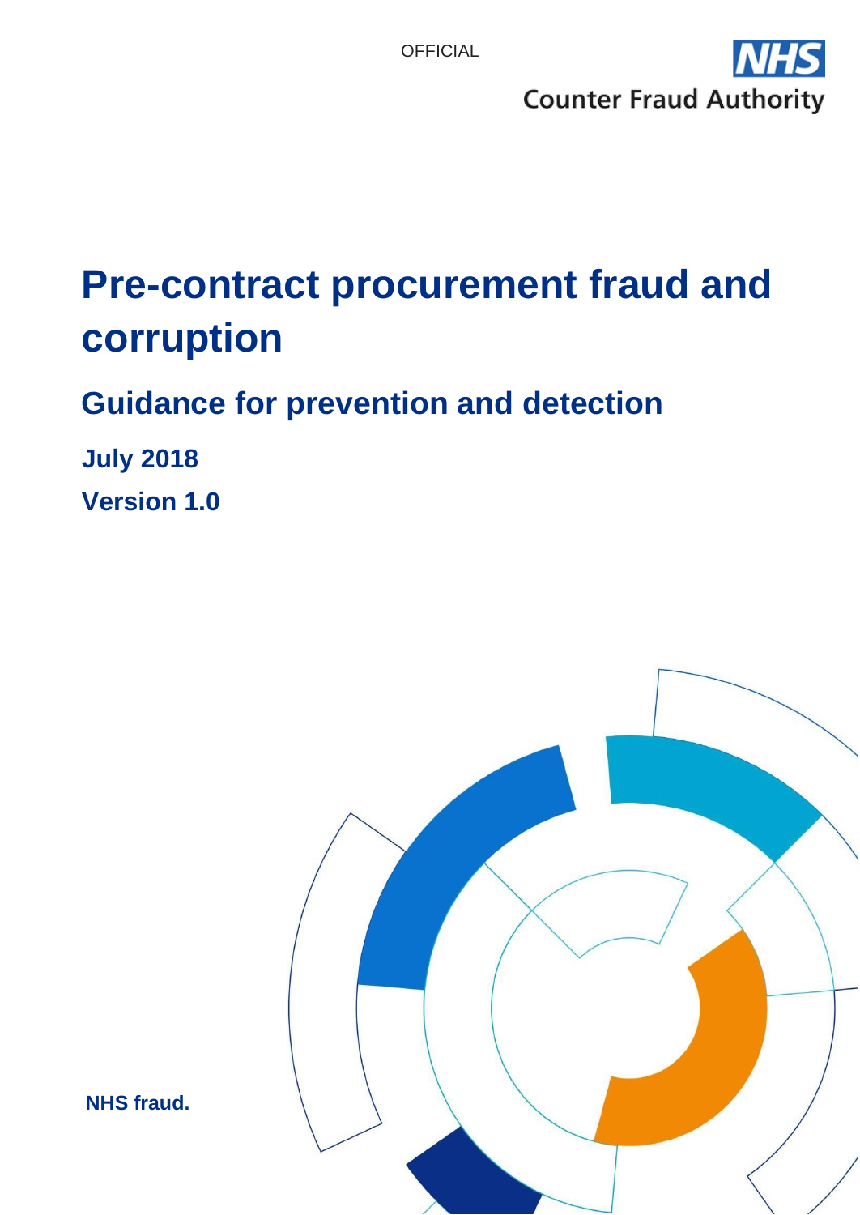OFFICIAL

NHS Counter Fraud Authority

# Pre-contract procurement fraud and corruption

## Guidance for prevention and detection

**July 2018**

**Version 1.0**

**NHS fraud.**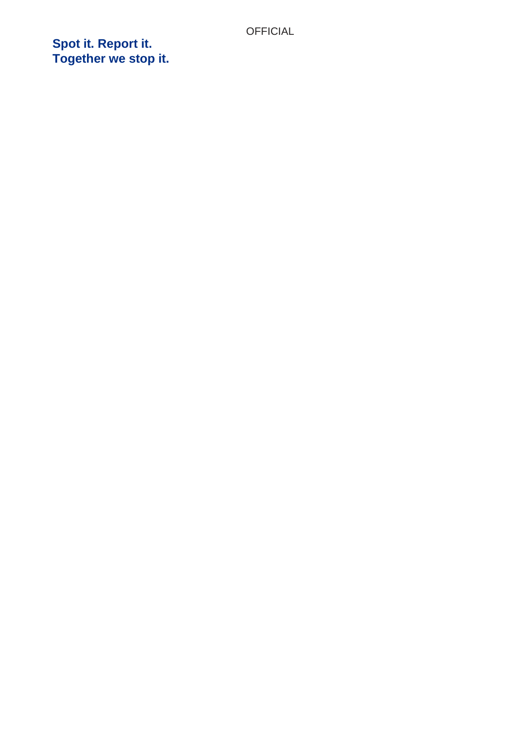**Spot it. Report it.**
**Together we stop it.**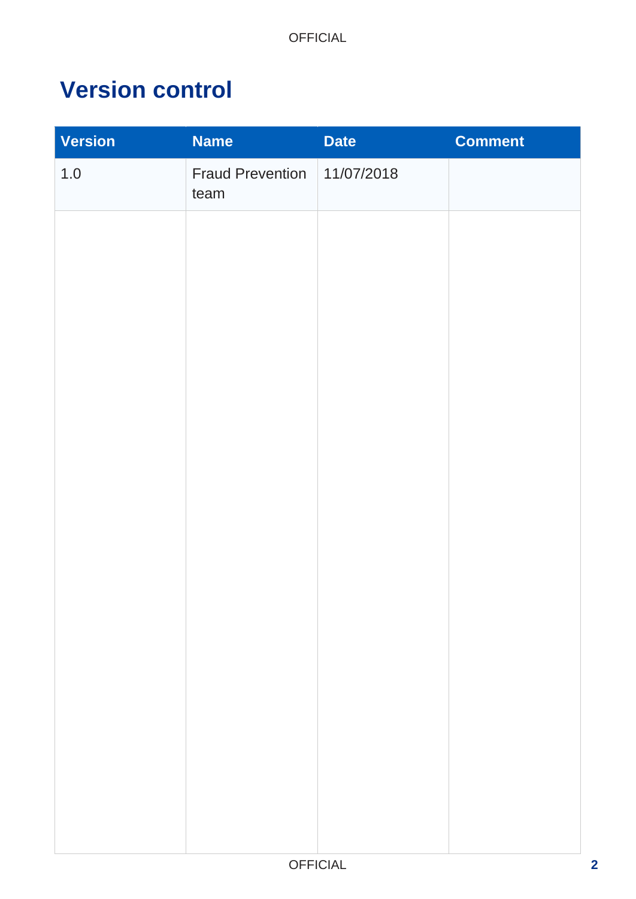# Version control

| Version | Name | Date | Comment |
| --- | --- | --- | --- |
| 1.0 | Fraud Prevention team | 11/07/2018 | |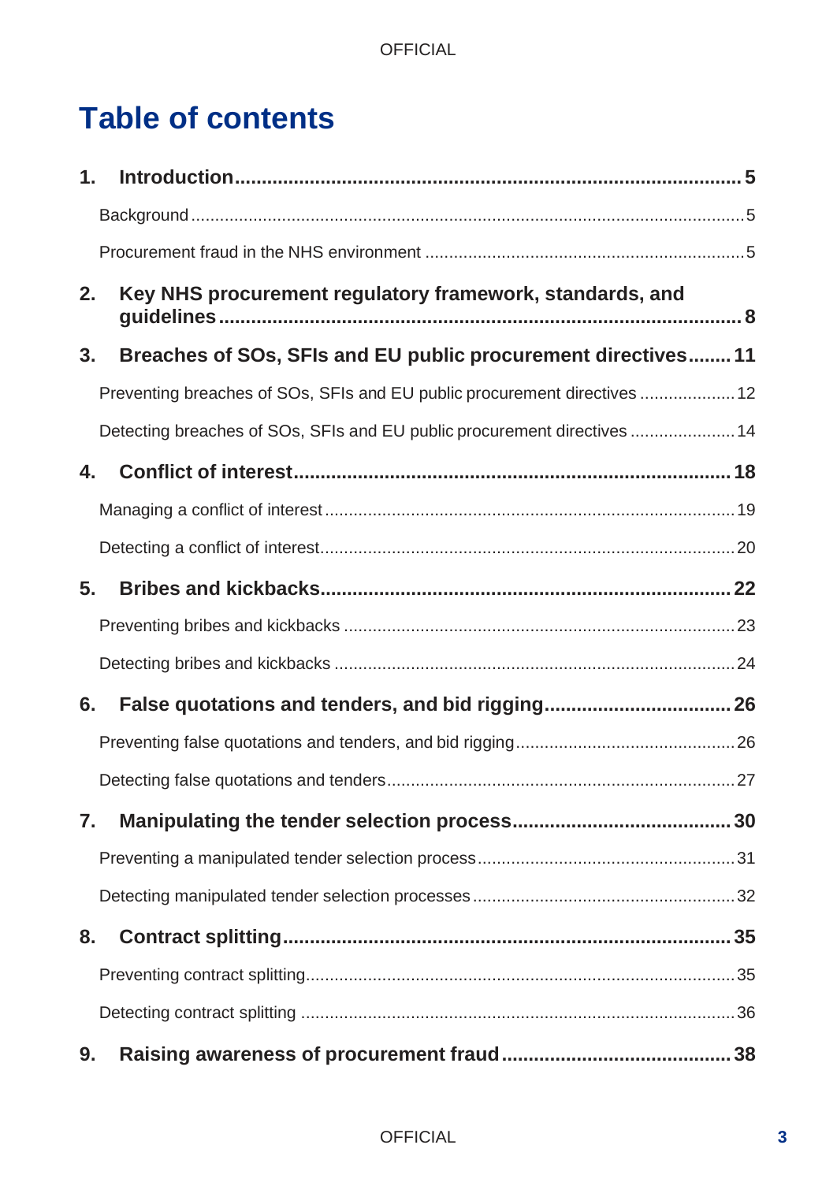# Table of contents

1. **Introduction** 5
   - Background 5
   - Procurement fraud in the NHS environment 5
2. **Key NHS procurement regulatory framework, standards, and guidelines** 8
3. **Breaches of SOs, SFIs and EU public procurement directives** 11
   - Preventing breaches of SOs, SFIs and EU public procurement directives 12
   - Detecting breaches of SOs, SFIs and EU public procurement directives 14
4. **Conflict of interest** 18
   - Managing a conflict of interest 19
   - Detecting a conflict of interest 20
5. **Bribes and kickbacks** 22
   - Preventing bribes and kickbacks 23
   - Detecting bribes and kickbacks 24
6. **False quotations and tenders, and bid rigging** 26
   - Preventing false quotations and tenders, and bid rigging 26
   - Detecting false quotations and tenders 27
7. **Manipulating the tender selection process** 30
   - Preventing a manipulated tender selection process 31
   - Detecting manipulated tender selection processes 32
8. **Contract splitting** 35
   - Preventing contract splitting 35
   - Detecting contract splitting 36
9. **Raising awareness of procurement fraud** 38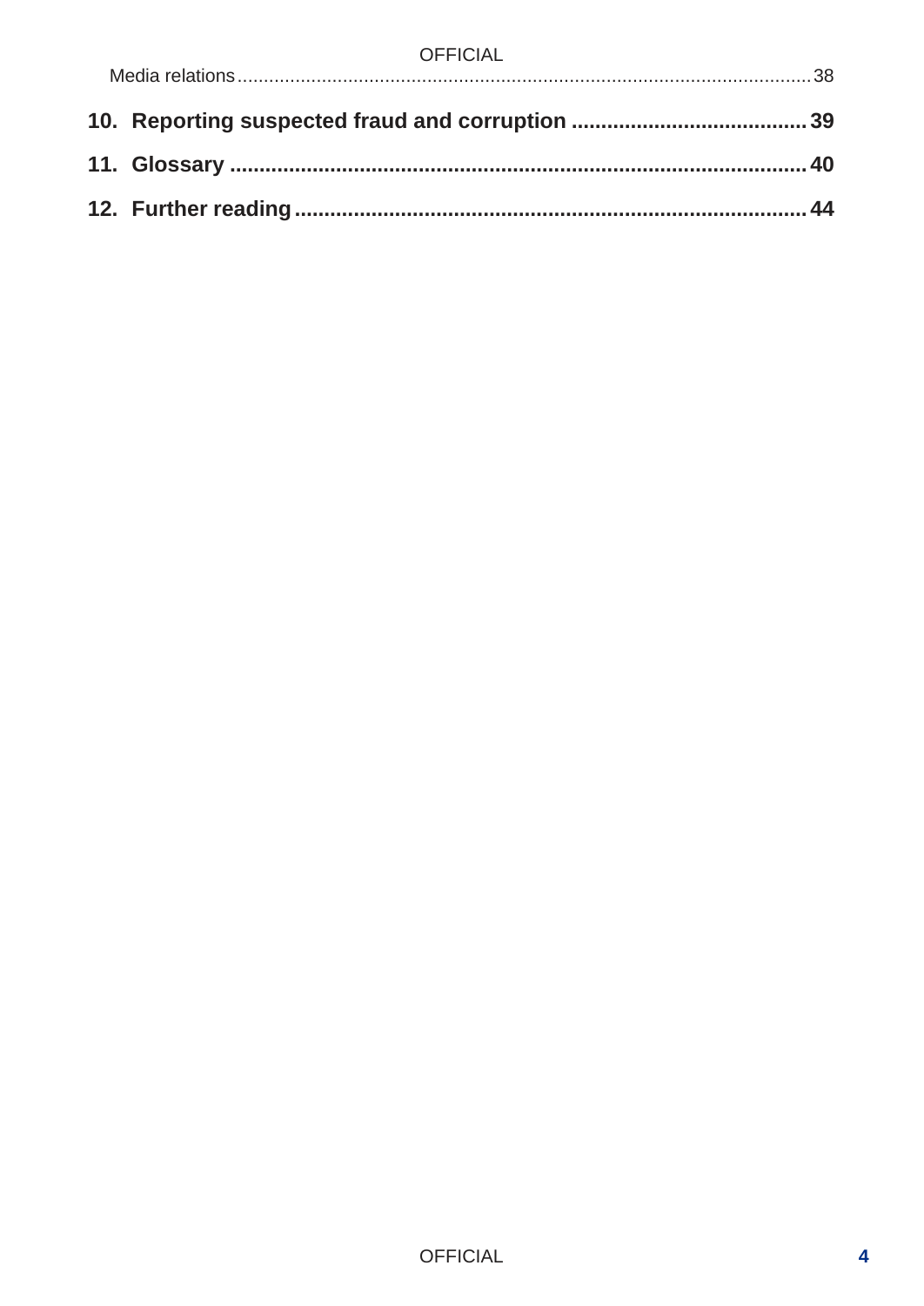Media relations .......................................................................................................... 38

**10. Reporting suspected fraud and corruption ........................................ 39**

**11. Glossary ................................................................................................. 40**

**12. Further reading ...................................................................................... 44**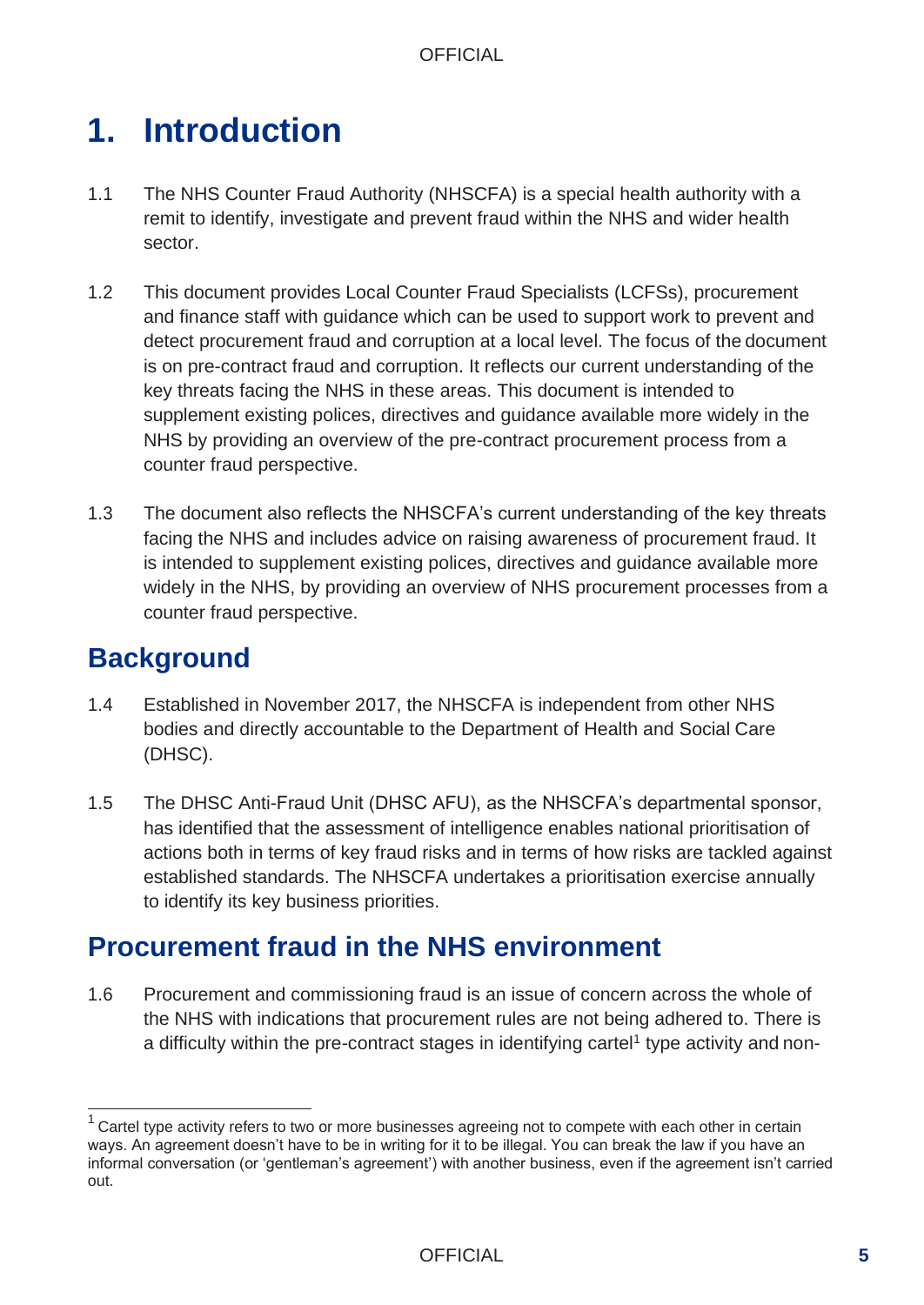# 1. Introduction

1.1 The NHS Counter Fraud Authority (NHSCFA) is a special health authority with a remit to identify, investigate and prevent fraud within the NHS and wider health sector.

1.2 This document provides Local Counter Fraud Specialists (LCFSs), procurement and finance staff with guidance which can be used to support work to prevent and detect procurement fraud and corruption at a local level. The focus of the document is on pre-contract fraud and corruption. It reflects our current understanding of the key threats facing the NHS in these areas. This document is intended to supplement existing polices, directives and guidance available more widely in the NHS by providing an overview of the pre-contract procurement process from a counter fraud perspective.

1.3 The document also reflects the NHSCFA's current understanding of the key threats facing the NHS and includes advice on raising awareness of procurement fraud. It is intended to supplement existing polices, directives and guidance available more widely in the NHS, by providing an overview of NHS procurement processes from a counter fraud perspective.

## Background

1.4 Established in November 2017, the NHSCFA is independent from other NHS bodies and directly accountable to the Department of Health and Social Care (DHSC).

1.5 The DHSC Anti-Fraud Unit (DHSC AFU), as the NHSCFA's departmental sponsor, has identified that the assessment of intelligence enables national prioritisation of actions both in terms of key fraud risks and in terms of how risks are tackled against established standards. The NHSCFA undertakes a prioritisation exercise annually to identify its key business priorities.

## Procurement fraud in the NHS environment

1.6 Procurement and commissioning fraud is an issue of concern across the whole of the NHS with indications that procurement rules are not being adhered to. There is a difficulty within the pre-contract stages in identifying cartel[1] type activity and non-

[1] Cartel type activity refers to two or more businesses agreeing not to compete with each other in certain ways. An agreement doesn't have to be in writing for it to be illegal. You can break the law if you have an informal conversation (or 'gentleman's agreement') with another business, even if the agreement isn't carried out.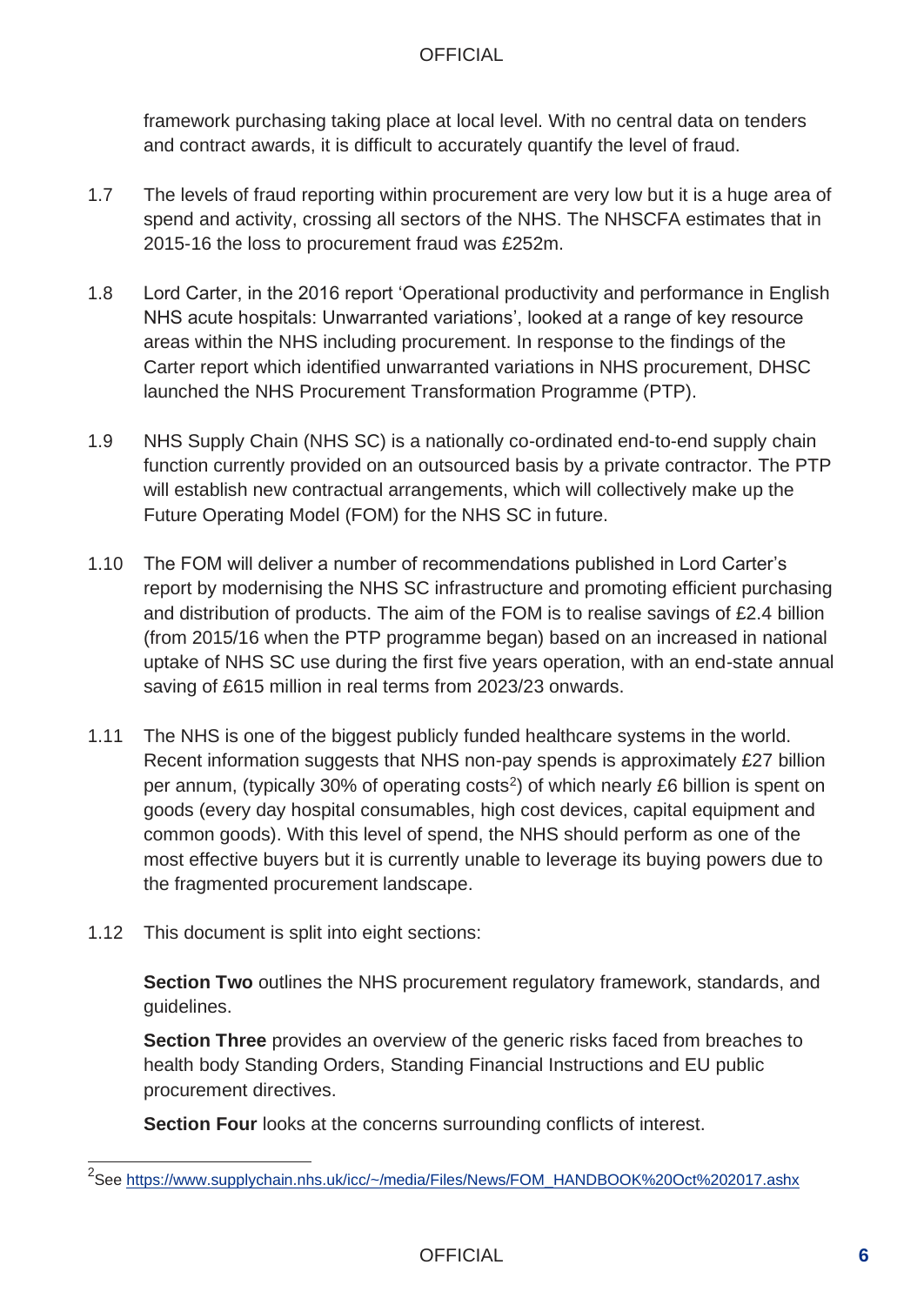framework purchasing taking place at local level. With no central data on tenders and contract awards, it is difficult to accurately quantify the level of fraud.

1.7 The levels of fraud reporting within procurement are very low but it is a huge area of spend and activity, crossing all sectors of the NHS. The NHSCFA estimates that in 2015-16 the loss to procurement fraud was £252m.

1.8 Lord Carter, in the 2016 report 'Operational productivity and performance in English NHS acute hospitals: Unwarranted variations', looked at a range of key resource areas within the NHS including procurement. In response to the findings of the Carter report which identified unwarranted variations in NHS procurement, DHSC launched the NHS Procurement Transformation Programme (PTP).

1.9 NHS Supply Chain (NHS SC) is a nationally co-ordinated end-to-end supply chain function currently provided on an outsourced basis by a private contractor. The PTP will establish new contractual arrangements, which will collectively make up the Future Operating Model (FOM) for the NHS SC in future.

1.10 The FOM will deliver a number of recommendations published in Lord Carter's report by modernising the NHS SC infrastructure and promoting efficient purchasing and distribution of products. The aim of the FOM is to realise savings of £2.4 billion (from 2015/16 when the PTP programme began) based on an increased in national uptake of NHS SC use during the first five years operation, with an end-state annual saving of £615 million in real terms from 2023/23 onwards.

1.11 The NHS is one of the biggest publicly funded healthcare systems in the world. Recent information suggests that NHS non-pay spends is approximately £27 billion per annum, (typically 30% of operating costs[2]) of which nearly £6 billion is spent on goods (every day hospital consumables, high cost devices, capital equipment and common goods). With this level of spend, the NHS should perform as one of the most effective buyers but it is currently unable to leverage its buying powers due to the fragmented procurement landscape.

1.12 This document is split into eight sections:

**Section Two** outlines the NHS procurement regulatory framework, standards, and guidelines.

**Section Three** provides an overview of the generic risks faced from breaches to health body Standing Orders, Standing Financial Instructions and EU public procurement directives.

**Section Four** looks at the concerns surrounding conflicts of interest.

[2] See https://www.supplychain.nhs.uk/icc/~/media/Files/News/FOM_HANDBOOK%20Oct%202017.ashx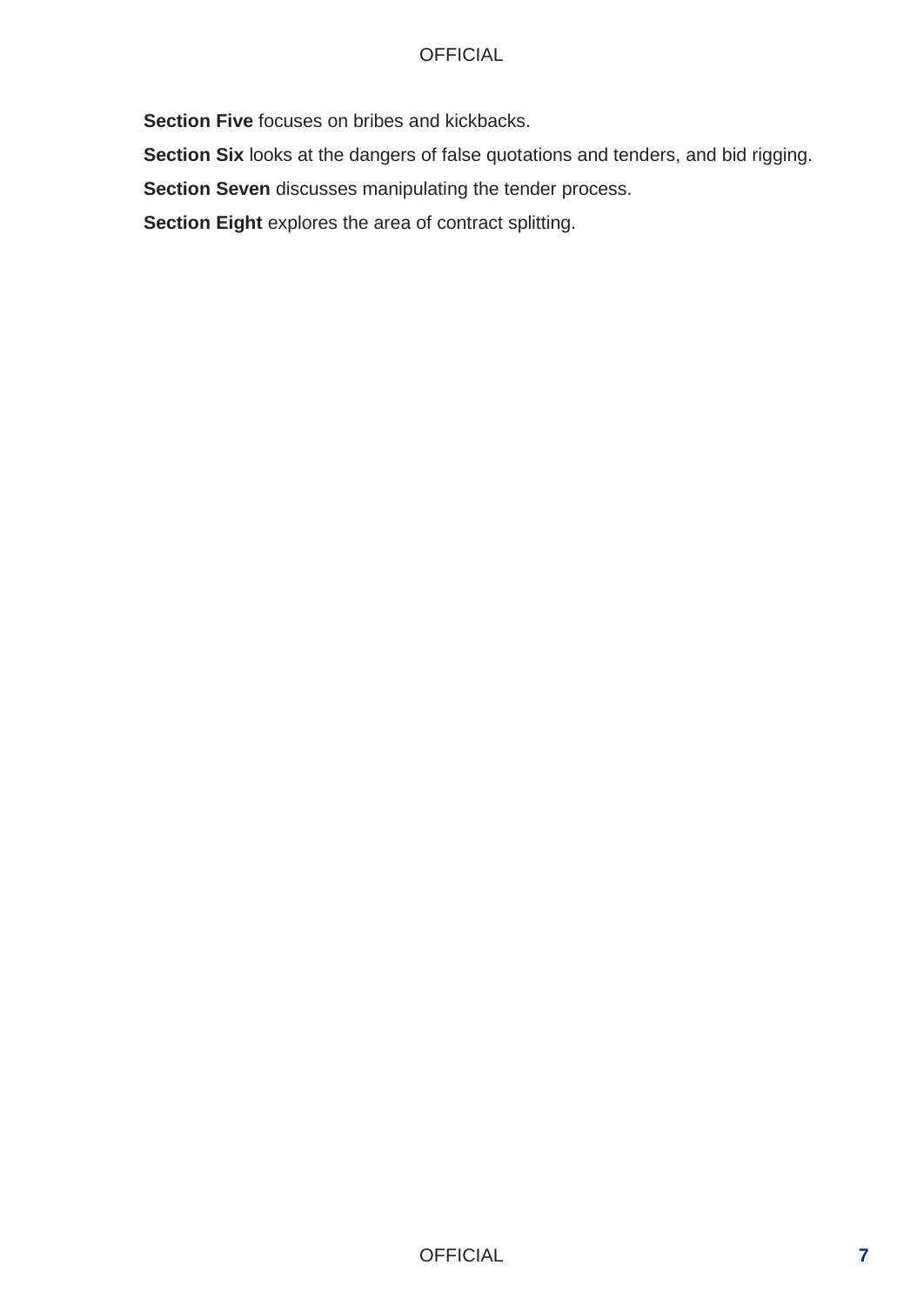**Section Five** focuses on bribes and kickbacks.

**Section Six** looks at the dangers of false quotations and tenders, and bid rigging.

**Section Seven** discusses manipulating the tender process.

**Section Eight** explores the area of contract splitting.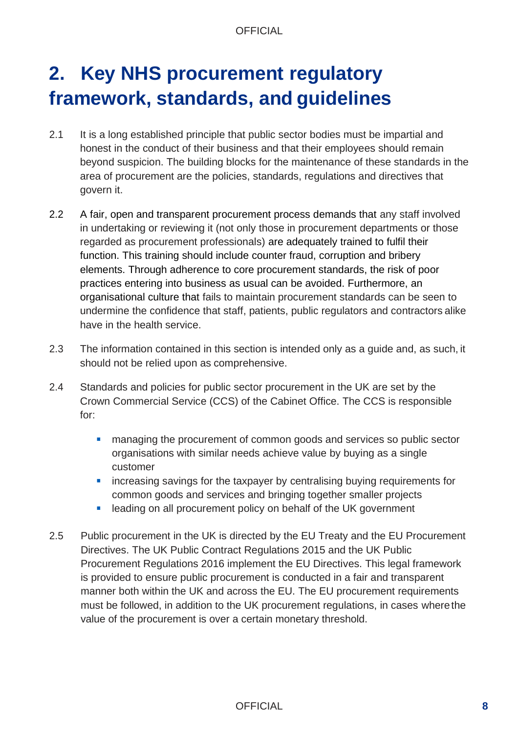# 2. Key NHS procurement regulatory framework, standards, and guidelines

2.1 It is a long established principle that public sector bodies must be impartial and honest in the conduct of their business and that their employees should remain beyond suspicion. The building blocks for the maintenance of these standards in the area of procurement are the policies, standards, regulations and directives that govern it.

2.2 A fair, open and transparent procurement process demands that any staff involved in undertaking or reviewing it (not only those in procurement departments or those regarded as procurement professionals) are adequately trained to fulfil their function. This training should include counter fraud, corruption and bribery elements. Through adherence to core procurement standards, the risk of poor practices entering into business as usual can be avoided. Furthermore, an organisational culture that fails to maintain procurement standards can be seen to undermine the confidence that staff, patients, public regulators and contractors alike have in the health service.

2.3 The information contained in this section is intended only as a guide and, as such, it should not be relied upon as comprehensive.

2.4 Standards and policies for public sector procurement in the UK are set by the Crown Commercial Service (CCS) of the Cabinet Office. The CCS is responsible for:

- managing the procurement of common goods and services so public sector organisations with similar needs achieve value by buying as a single customer
- increasing savings for the taxpayer by centralising buying requirements for common goods and services and bringing together smaller projects
- leading on all procurement policy on behalf of the UK government

2.5 Public procurement in the UK is directed by the EU Treaty and the EU Procurement Directives. The UK Public Contract Regulations 2015 and the UK Public Procurement Regulations 2016 implement the EU Directives. This legal framework is provided to ensure public procurement is conducted in a fair and transparent manner both within the UK and across the EU. The EU procurement requirements must be followed, in addition to the UK procurement regulations, in cases where the value of the procurement is over a certain monetary threshold.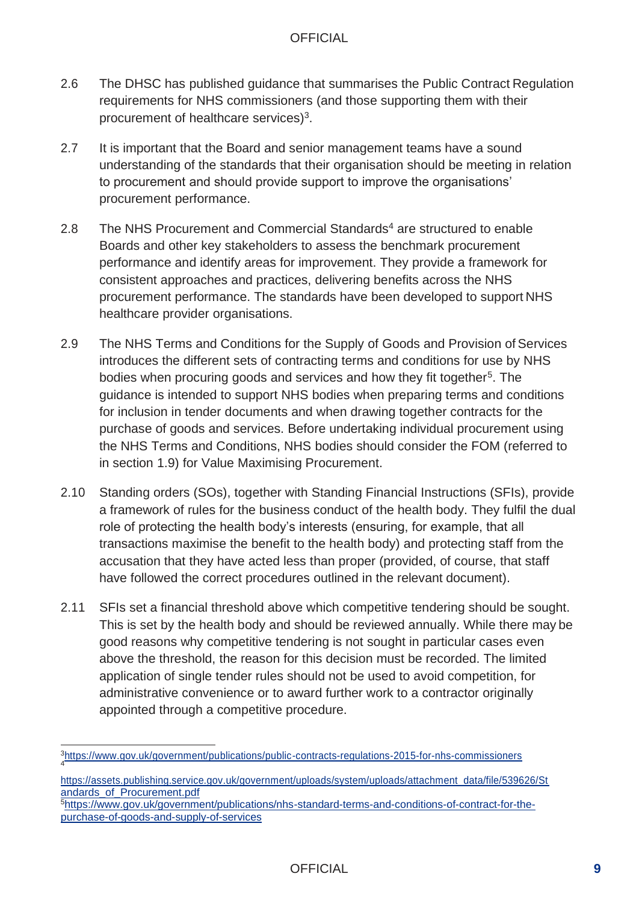2.6 The DHSC has published guidance that summarises the Public Contract Regulation requirements for NHS commissioners (and those supporting them with their procurement of healthcare services)[3].

2.7 It is important that the Board and senior management teams have a sound understanding of the standards that their organisation should be meeting in relation to procurement and should provide support to improve the organisations' procurement performance.

2.8 The NHS Procurement and Commercial Standards[4] are structured to enable Boards and other key stakeholders to assess the benchmark procurement performance and identify areas for improvement. They provide a framework for consistent approaches and practices, delivering benefits across the NHS procurement performance. The standards have been developed to support NHS healthcare provider organisations.

2.9 The NHS Terms and Conditions for the Supply of Goods and Provision of Services introduces the different sets of contracting terms and conditions for use by NHS bodies when procuring goods and services and how they fit together[5]. The guidance is intended to support NHS bodies when preparing terms and conditions for inclusion in tender documents and when drawing together contracts for the purchase of goods and services. Before undertaking individual procurement using the NHS Terms and Conditions, NHS bodies should consider the FOM (referred to in section 1.9) for Value Maximising Procurement.

2.10 Standing orders (SOs), together with Standing Financial Instructions (SFIs), provide a framework of rules for the business conduct of the health body. They fulfil the dual role of protecting the health body's interests (ensuring, for example, that all transactions maximise the benefit to the health body) and protecting staff from the accusation that they have acted less than proper (provided, of course, that staff have followed the correct procedures outlined in the relevant document).

2.11 SFIs set a financial threshold above which competitive tendering should be sought. This is set by the health body and should be reviewed annually. While there may be good reasons why competitive tendering is not sought in particular cases even above the threshold, the reason for this decision must be recorded. The limited application of single tender rules should not be used to avoid competition, for administrative convenience or to award further work to a contractor originally appointed through a competitive procedure.

---

[3] https://www.gov.uk/government/publications/public-contracts-regulations-2015-for-nhs-commissioners

[4] https://assets.publishing.service.gov.uk/government/uploads/system/uploads/attachment_data/file/539626/Standards_of_Procurement.pdf

[5] https://www.gov.uk/government/publications/nhs-standard-terms-and-conditions-of-contract-for-the-purchase-of-goods-and-supply-of-services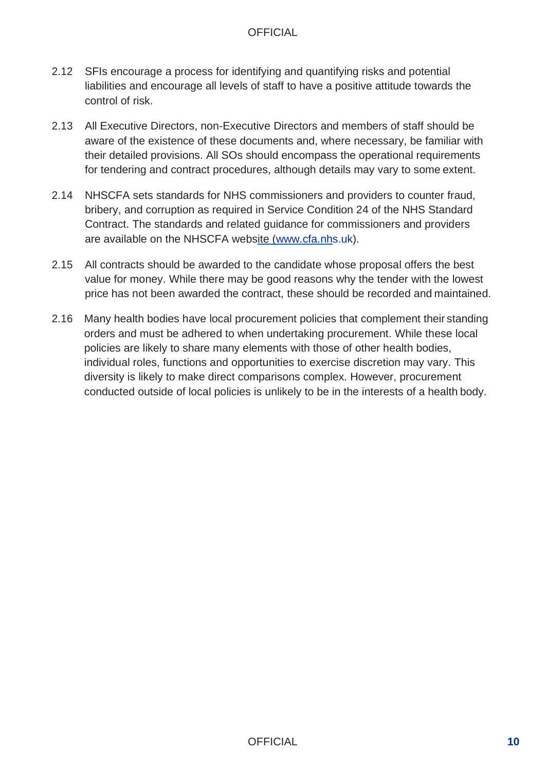2.12 SFIs encourage a process for identifying and quantifying risks and potential liabilities and encourage all levels of staff to have a positive attitude towards the control of risk.

2.13 All Executive Directors, non-Executive Directors and members of staff should be aware of the existence of these documents and, where necessary, be familiar with their detailed provisions. All SOs should encompass the operational requirements for tendering and contract procedures, although details may vary to some extent.

2.14 NHSCFA sets standards for NHS commissioners and providers to counter fraud, bribery, and corruption as required in Service Condition 24 of the NHS Standard Contract. The standards and related guidance for commissioners and providers are available on the NHSCFA website (www.cfa.nhs.uk).

2.15 All contracts should be awarded to the candidate whose proposal offers the best value for money. While there may be good reasons why the tender with the lowest price has not been awarded the contract, these should be recorded and maintained.

2.16 Many health bodies have local procurement policies that complement their standing orders and must be adhered to when undertaking procurement. While these local policies are likely to share many elements with those of other health bodies, individual roles, functions and opportunities to exercise discretion may vary. This diversity is likely to make direct comparisons complex. However, procurement conducted outside of local policies is unlikely to be in the interests of a health body.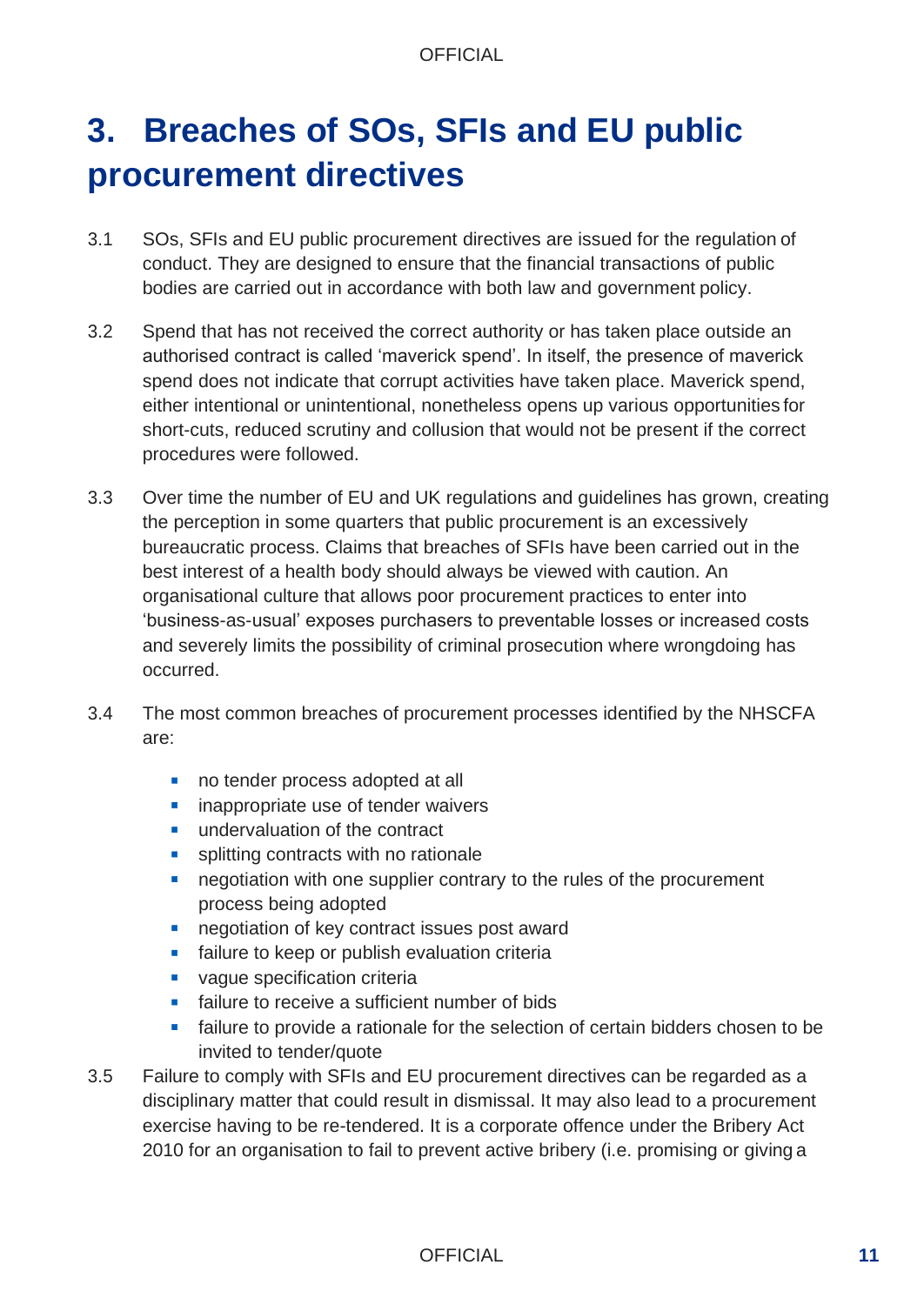# 3. Breaches of SOs, SFIs and EU public procurement directives

3.1 SOs, SFIs and EU public procurement directives are issued for the regulation of conduct. They are designed to ensure that the financial transactions of public bodies are carried out in accordance with both law and government policy.

3.2 Spend that has not received the correct authority or has taken place outside an authorised contract is called 'maverick spend'. In itself, the presence of maverick spend does not indicate that corrupt activities have taken place. Maverick spend, either intentional or unintentional, nonetheless opens up various opportunities for short-cuts, reduced scrutiny and collusion that would not be present if the correct procedures were followed.

3.3 Over time the number of EU and UK regulations and guidelines has grown, creating the perception in some quarters that public procurement is an excessively bureaucratic process. Claims that breaches of SFIs have been carried out in the best interest of a health body should always be viewed with caution. An organisational culture that allows poor procurement practices to enter into 'business-as-usual' exposes purchasers to preventable losses or increased costs and severely limits the possibility of criminal prosecution where wrongdoing has occurred.

3.4 The most common breaches of procurement processes identified by the NHSCFA are:

- no tender process adopted at all
- inappropriate use of tender waivers
- undervaluation of the contract
- splitting contracts with no rationale
- negotiation with one supplier contrary to the rules of the procurement process being adopted
- negotiation of key contract issues post award
- failure to keep or publish evaluation criteria
- vague specification criteria
- failure to receive a sufficient number of bids
- failure to provide a rationale for the selection of certain bidders chosen to be invited to tender/quote

3.5 Failure to comply with SFIs and EU procurement directives can be regarded as a disciplinary matter that could result in dismissal. It may also lead to a procurement exercise having to be re-tendered. It is a corporate offence under the Bribery Act 2010 for an organisation to fail to prevent active bribery (i.e. promising or giving a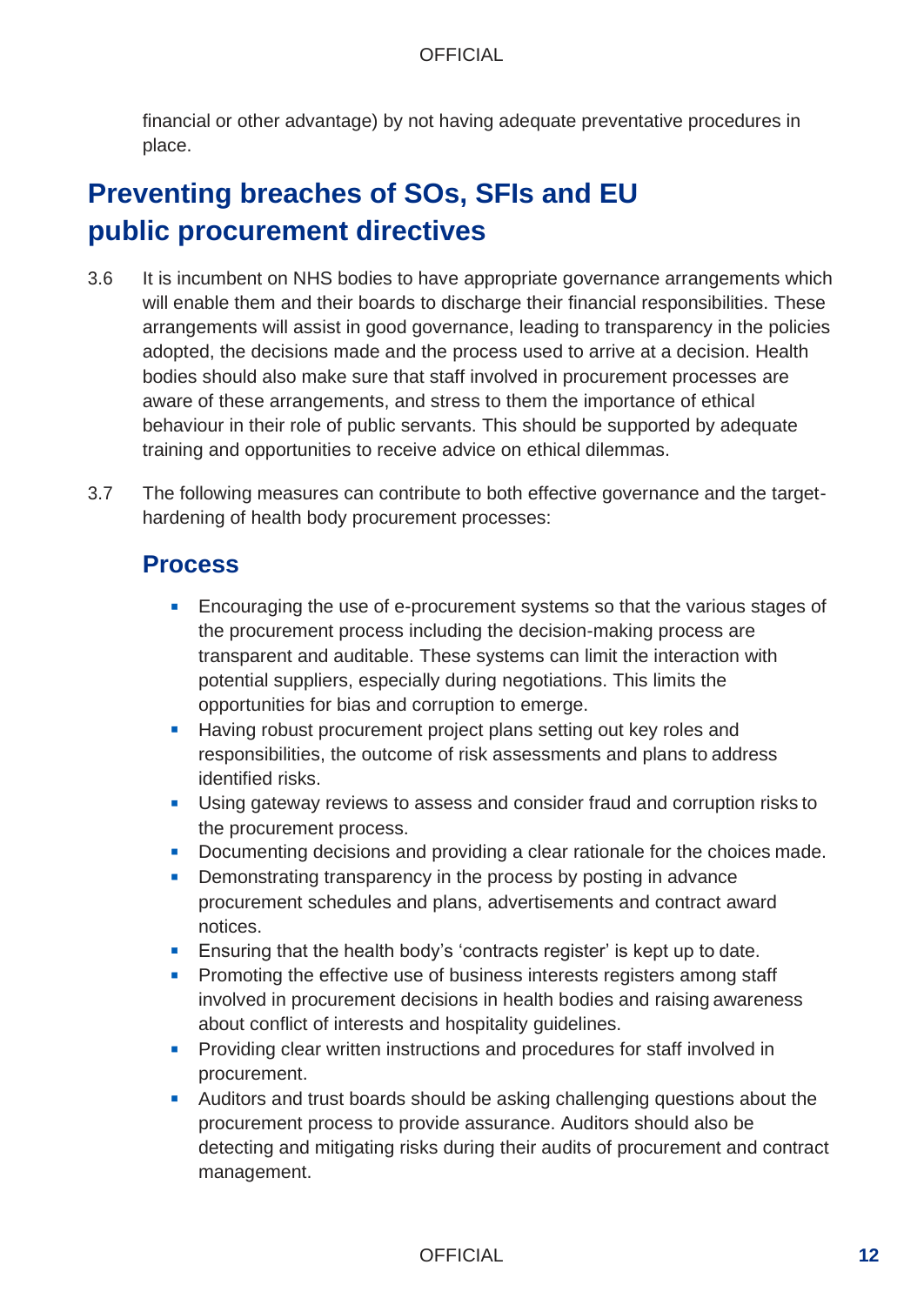financial or other advantage) by not having adequate preventative procedures in place.

## Preventing breaches of SOs, SFIs and EU public procurement directives

3.6 It is incumbent on NHS bodies to have appropriate governance arrangements which will enable them and their boards to discharge their financial responsibilities. These arrangements will assist in good governance, leading to transparency in the policies adopted, the decisions made and the process used to arrive at a decision. Health bodies should also make sure that staff involved in procurement processes are aware of these arrangements, and stress to them the importance of ethical behaviour in their role of public servants. This should be supported by adequate training and opportunities to receive advice on ethical dilemmas.

3.7 The following measures can contribute to both effective governance and the target-hardening of health body procurement processes:

### Process

- Encouraging the use of e-procurement systems so that the various stages of the procurement process including the decision-making process are transparent and auditable. These systems can limit the interaction with potential suppliers, especially during negotiations. This limits the opportunities for bias and corruption to emerge.
- Having robust procurement project plans setting out key roles and responsibilities, the outcome of risk assessments and plans to address identified risks.
- Using gateway reviews to assess and consider fraud and corruption risks to the procurement process.
- Documenting decisions and providing a clear rationale for the choices made.
- Demonstrating transparency in the process by posting in advance procurement schedules and plans, advertisements and contract award notices.
- Ensuring that the health body's 'contracts register' is kept up to date.
- Promoting the effective use of business interests registers among staff involved in procurement decisions in health bodies and raising awareness about conflict of interests and hospitality guidelines.
- Providing clear written instructions and procedures for staff involved in procurement.
- Auditors and trust boards should be asking challenging questions about the procurement process to provide assurance. Auditors should also be detecting and mitigating risks during their audits of procurement and contract management.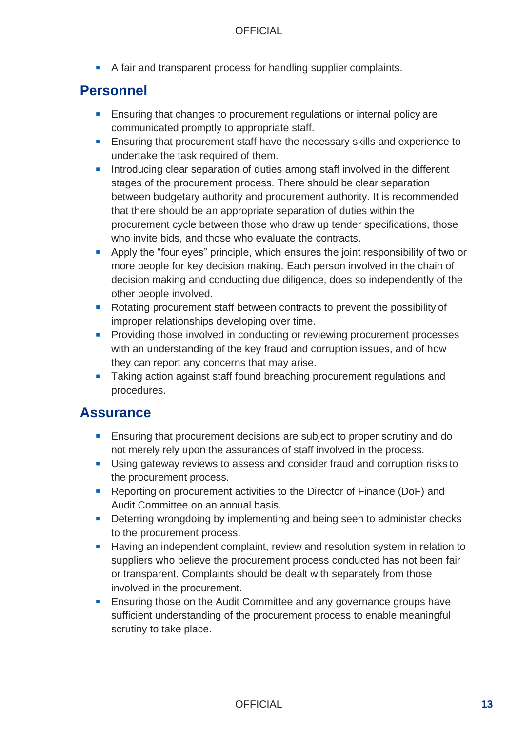- A fair and transparent process for handling supplier complaints.

## Personnel

- Ensuring that changes to procurement regulations or internal policy are communicated promptly to appropriate staff.
- Ensuring that procurement staff have the necessary skills and experience to undertake the task required of them.
- Introducing clear separation of duties among staff involved in the different stages of the procurement process. There should be clear separation between budgetary authority and procurement authority. It is recommended that there should be an appropriate separation of duties within the procurement cycle between those who draw up tender specifications, those who invite bids, and those who evaluate the contracts.
- Apply the "four eyes" principle, which ensures the joint responsibility of two or more people for key decision making. Each person involved in the chain of decision making and conducting due diligence, does so independently of the other people involved.
- Rotating procurement staff between contracts to prevent the possibility of improper relationships developing over time.
- Providing those involved in conducting or reviewing procurement processes with an understanding of the key fraud and corruption issues, and of how they can report any concerns that may arise.
- Taking action against staff found breaching procurement regulations and procedures.

## Assurance

- Ensuring that procurement decisions are subject to proper scrutiny and do not merely rely upon the assurances of staff involved in the process.
- Using gateway reviews to assess and consider fraud and corruption risks to the procurement process.
- Reporting on procurement activities to the Director of Finance (DoF) and Audit Committee on an annual basis.
- Deterring wrongdoing by implementing and being seen to administer checks to the procurement process.
- Having an independent complaint, review and resolution system in relation to suppliers who believe the procurement process conducted has not been fair or transparent. Complaints should be dealt with separately from those involved in the procurement.
- Ensuring those on the Audit Committee and any governance groups have sufficient understanding of the procurement process to enable meaningful scrutiny to take place.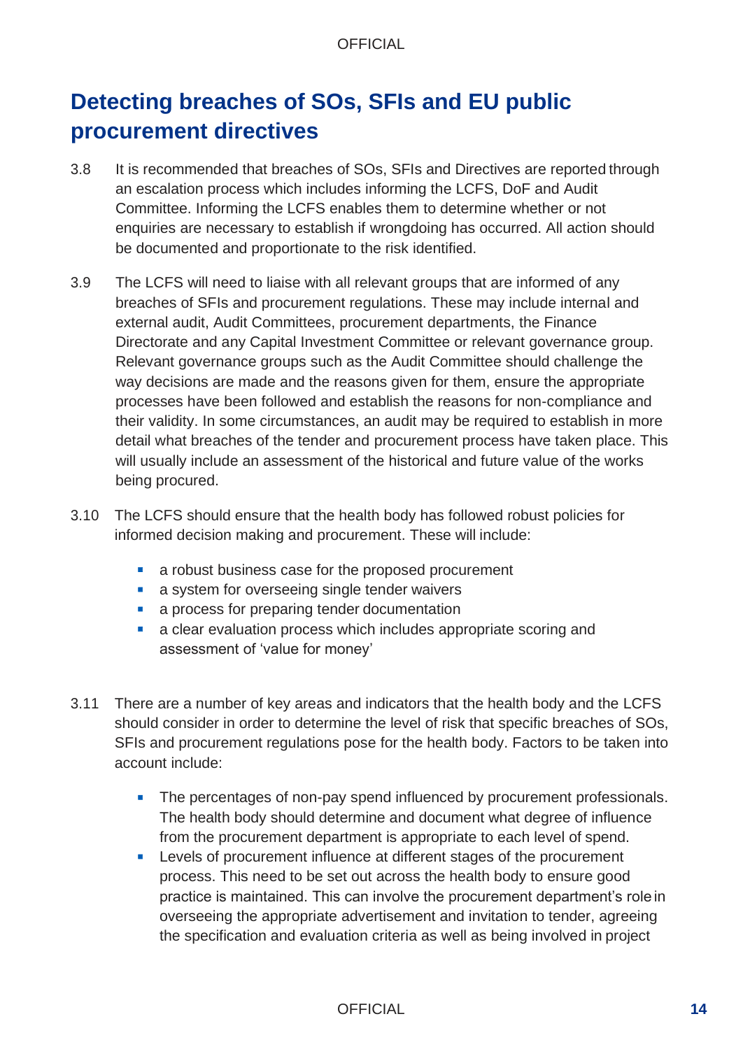## Detecting breaches of SOs, SFIs and EU public procurement directives

3.8 It is recommended that breaches of SOs, SFIs and Directives are reported through an escalation process which includes informing the LCFS, DoF and Audit Committee. Informing the LCFS enables them to determine whether or not enquiries are necessary to establish if wrongdoing has occurred. All action should be documented and proportionate to the risk identified.

3.9 The LCFS will need to liaise with all relevant groups that are informed of any breaches of SFIs and procurement regulations. These may include internal and external audit, Audit Committees, procurement departments, the Finance Directorate and any Capital Investment Committee or relevant governance group. Relevant governance groups such as the Audit Committee should challenge the way decisions are made and the reasons given for them, ensure the appropriate processes have been followed and establish the reasons for non-compliance and their validity. In some circumstances, an audit may be required to establish in more detail what breaches of the tender and procurement process have taken place. This will usually include an assessment of the historical and future value of the works being procured.

3.10 The LCFS should ensure that the health body has followed robust policies for informed decision making and procurement. These will include:

- a robust business case for the proposed procurement
- a system for overseeing single tender waivers
- a process for preparing tender documentation
- a clear evaluation process which includes appropriate scoring and assessment of 'value for money'

3.11 There are a number of key areas and indicators that the health body and the LCFS should consider in order to determine the level of risk that specific breaches of SOs, SFIs and procurement regulations pose for the health body. Factors to be taken into account include:

- The percentages of non-pay spend influenced by procurement professionals. The health body should determine and document what degree of influence from the procurement department is appropriate to each level of spend.
- Levels of procurement influence at different stages of the procurement process. This need to be set out across the health body to ensure good practice is maintained. This can involve the procurement department's role in overseeing the appropriate advertisement and invitation to tender, agreeing the specification and evaluation criteria as well as being involved in project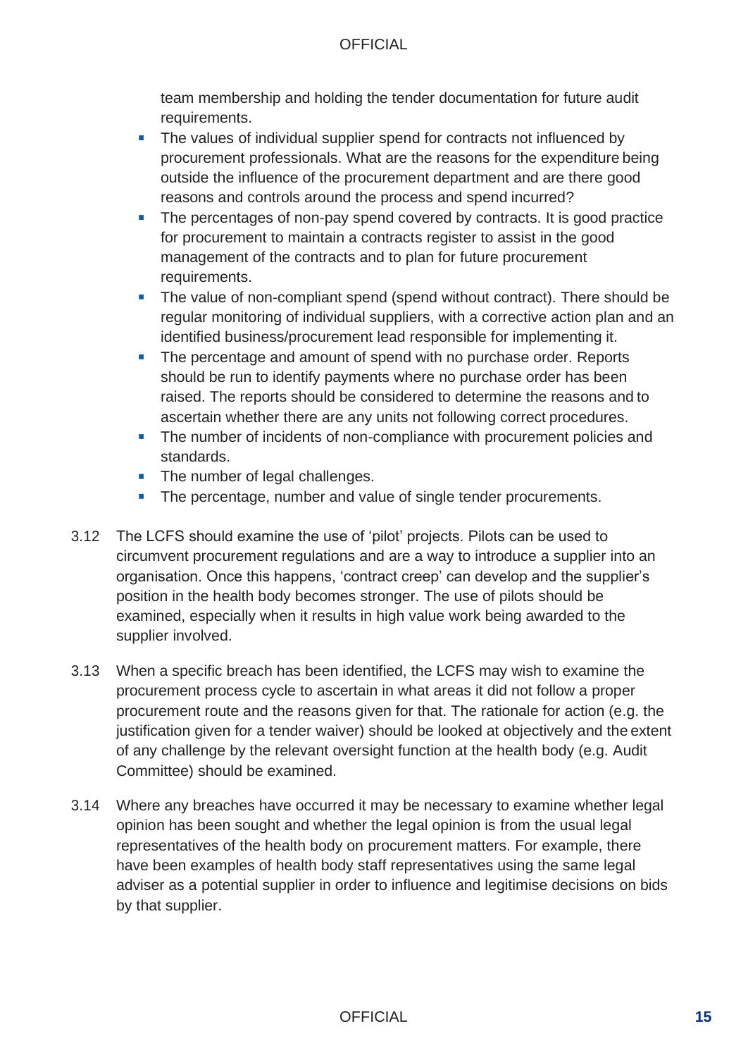team membership and holding the tender documentation for future audit requirements.

- The values of individual supplier spend for contracts not influenced by procurement professionals. What are the reasons for the expenditure being outside the influence of the procurement department and are there good reasons and controls around the process and spend incurred?
- The percentages of non-pay spend covered by contracts. It is good practice for procurement to maintain a contracts register to assist in the good management of the contracts and to plan for future procurement requirements.
- The value of non-compliant spend (spend without contract). There should be regular monitoring of individual suppliers, with a corrective action plan and an identified business/procurement lead responsible for implementing it.
- The percentage and amount of spend with no purchase order. Reports should be run to identify payments where no purchase order has been raised. The reports should be considered to determine the reasons and to ascertain whether there are any units not following correct procedures.
- The number of incidents of non-compliance with procurement policies and standards.
- The number of legal challenges.
- The percentage, number and value of single tender procurements.

3.12 The LCFS should examine the use of 'pilot' projects. Pilots can be used to circumvent procurement regulations and are a way to introduce a supplier into an organisation. Once this happens, 'contract creep' can develop and the supplier's position in the health body becomes stronger. The use of pilots should be examined, especially when it results in high value work being awarded to the supplier involved.

3.13 When a specific breach has been identified, the LCFS may wish to examine the procurement process cycle to ascertain in what areas it did not follow a proper procurement route and the reasons given for that. The rationale for action (e.g. the justification given for a tender waiver) should be looked at objectively and the extent of any challenge by the relevant oversight function at the health body (e.g. Audit Committee) should be examined.

3.14 Where any breaches have occurred it may be necessary to examine whether legal opinion has been sought and whether the legal opinion is from the usual legal representatives of the health body on procurement matters. For example, there have been examples of health body staff representatives using the same legal adviser as a potential supplier in order to influence and legitimise decisions on bids by that supplier.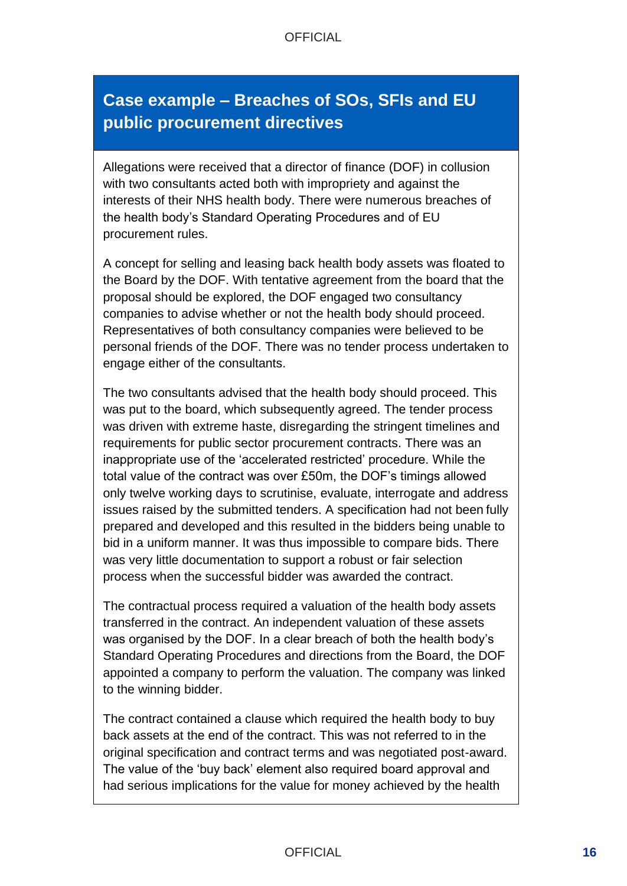## Case example – Breaches of SOs, SFIs and EU public procurement directives

Allegations were received that a director of finance (DOF) in collusion with two consultants acted both with impropriety and against the interests of their NHS health body. There were numerous breaches of the health body's Standard Operating Procedures and of EU procurement rules.

A concept for selling and leasing back health body assets was floated to the Board by the DOF. With tentative agreement from the board that the proposal should be explored, the DOF engaged two consultancy companies to advise whether or not the health body should proceed. Representatives of both consultancy companies were believed to be personal friends of the DOF. There was no tender process undertaken to engage either of the consultants.

The two consultants advised that the health body should proceed. This was put to the board, which subsequently agreed. The tender process was driven with extreme haste, disregarding the stringent timelines and requirements for public sector procurement contracts. There was an inappropriate use of the 'accelerated restricted' procedure. While the total value of the contract was over £50m, the DOF's timings allowed only twelve working days to scrutinise, evaluate, interrogate and address issues raised by the submitted tenders. A specification had not been fully prepared and developed and this resulted in the bidders being unable to bid in a uniform manner. It was thus impossible to compare bids. There was very little documentation to support a robust or fair selection process when the successful bidder was awarded the contract.

The contractual process required a valuation of the health body assets transferred in the contract. An independent valuation of these assets was organised by the DOF. In a clear breach of both the health body's Standard Operating Procedures and directions from the Board, the DOF appointed a company to perform the valuation. The company was linked to the winning bidder.

The contract contained a clause which required the health body to buy back assets at the end of the contract. This was not referred to in the original specification and contract terms and was negotiated post-award. The value of the 'buy back' element also required board approval and had serious implications for the value for money achieved by the health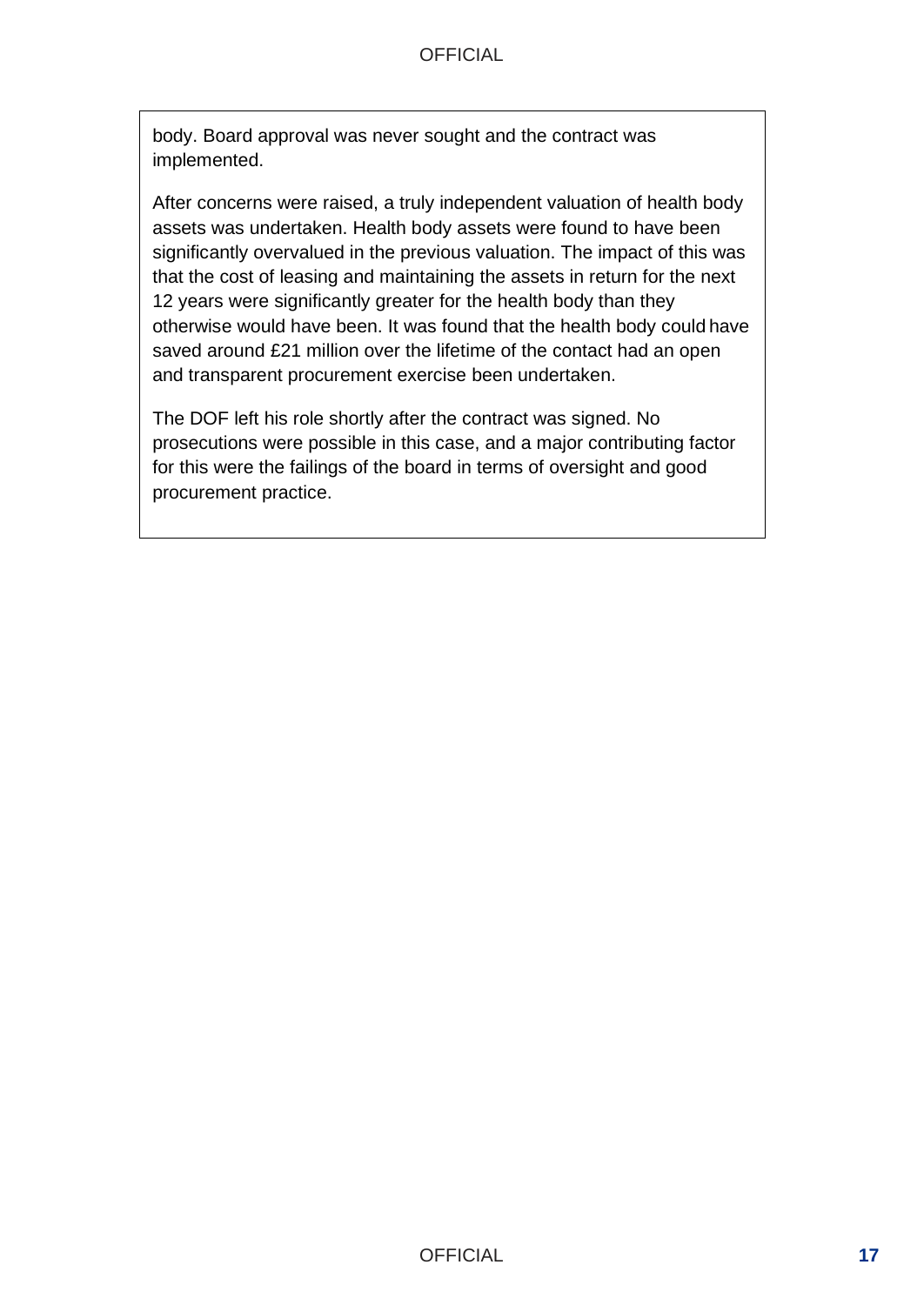body. Board approval was never sought and the contract was implemented.

After concerns were raised, a truly independent valuation of health body assets was undertaken. Health body assets were found to have been significantly overvalued in the previous valuation. The impact of this was that the cost of leasing and maintaining the assets in return for the next 12 years were significantly greater for the health body than they otherwise would have been. It was found that the health body could have saved around £21 million over the lifetime of the contact had an open and transparent procurement exercise been undertaken.

The DOF left his role shortly after the contract was signed. No prosecutions were possible in this case, and a major contributing factor for this were the failings of the board in terms of oversight and good procurement practice.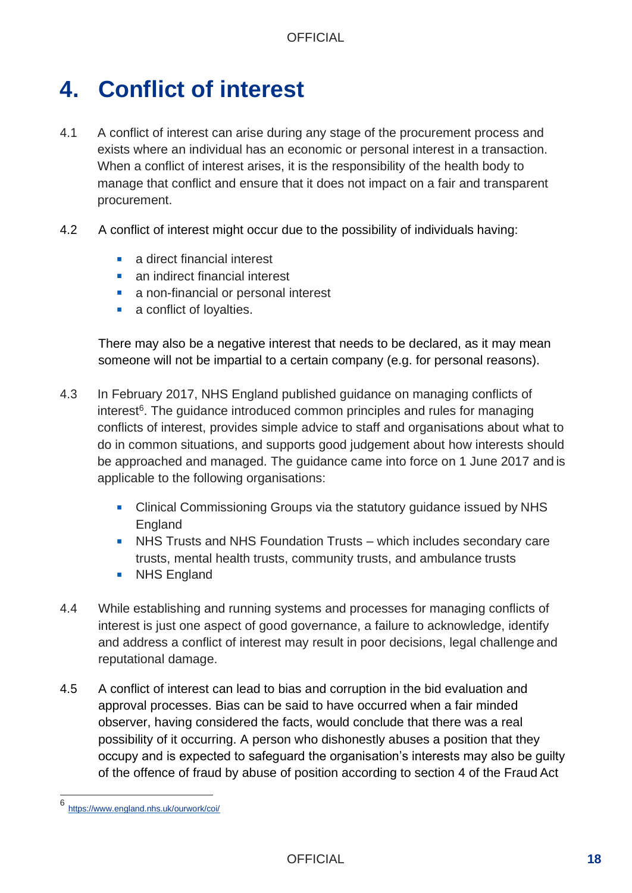# 4. Conflict of interest

4.1 A conflict of interest can arise during any stage of the procurement process and exists where an individual has an economic or personal interest in a transaction. When a conflict of interest arises, it is the responsibility of the health body to manage that conflict and ensure that it does not impact on a fair and transparent procurement.

4.2 A conflict of interest might occur due to the possibility of individuals having:

- a direct financial interest
- an indirect financial interest
- a non-financial or personal interest
- a conflict of loyalties.

There may also be a negative interest that needs to be declared, as it may mean someone will not be impartial to a certain company (e.g. for personal reasons).

4.3 In February 2017, NHS England published guidance on managing conflicts of interest[6]. The guidance introduced common principles and rules for managing conflicts of interest, provides simple advice to staff and organisations about what to do in common situations, and supports good judgement about how interests should be approached and managed. The guidance came into force on 1 June 2017 and is applicable to the following organisations:

- Clinical Commissioning Groups via the statutory guidance issued by NHS England
- NHS Trusts and NHS Foundation Trusts – which includes secondary care trusts, mental health trusts, community trusts, and ambulance trusts
- NHS England

4.4 While establishing and running systems and processes for managing conflicts of interest is just one aspect of good governance, a failure to acknowledge, identify and address a conflict of interest may result in poor decisions, legal challenge and reputational damage.

4.5 A conflict of interest can lead to bias and corruption in the bid evaluation and approval processes. Bias can be said to have occurred when a fair minded observer, having considered the facts, would conclude that there was a real possibility of it occurring. A person who dishonestly abuses a position that they occupy and is expected to safeguard the organisation's interests may also be guilty of the offence of fraud by abuse of position according to section 4 of the Fraud Act

[6] https://www.england.nhs.uk/ourwork/coi/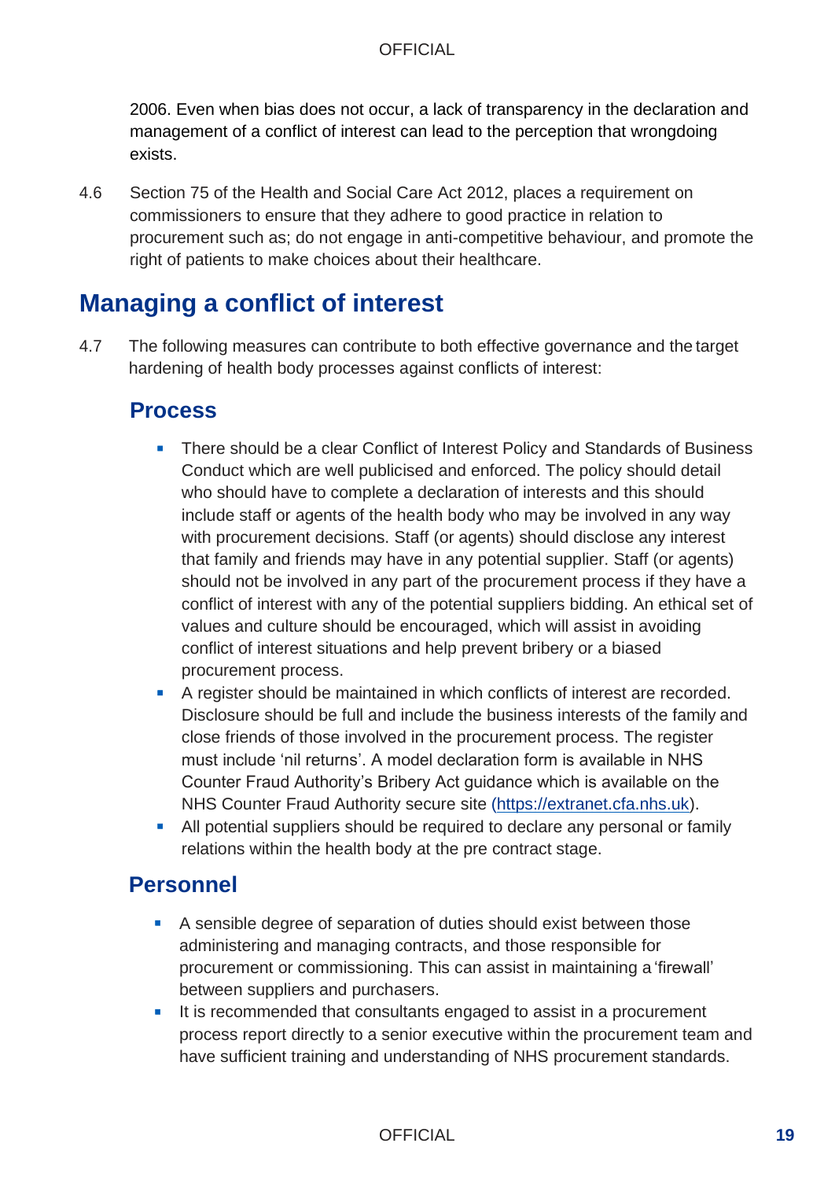2006. Even when bias does not occur, a lack of transparency in the declaration and management of a conflict of interest can lead to the perception that wrongdoing exists.

4.6 Section 75 of the Health and Social Care Act 2012, places a requirement on commissioners to ensure that they adhere to good practice in relation to procurement such as; do not engage in anti-competitive behaviour, and promote the right of patients to make choices about their healthcare.

## Managing a conflict of interest

4.7 The following measures can contribute to both effective governance and the target hardening of health body processes against conflicts of interest:

### Process

- There should be a clear Conflict of Interest Policy and Standards of Business Conduct which are well publicised and enforced. The policy should detail who should have to complete a declaration of interests and this should include staff or agents of the health body who may be involved in any way with procurement decisions. Staff (or agents) should disclose any interest that family and friends may have in any potential supplier. Staff (or agents) should not be involved in any part of the procurement process if they have a conflict of interest with any of the potential suppliers bidding. An ethical set of values and culture should be encouraged, which will assist in avoiding conflict of interest situations and help prevent bribery or a biased procurement process.
- A register should be maintained in which conflicts of interest are recorded. Disclosure should be full and include the business interests of the family and close friends of those involved in the procurement process. The register must include 'nil returns'. A model declaration form is available in NHS Counter Fraud Authority's Bribery Act guidance which is available on the NHS Counter Fraud Authority secure site (https://extranet.cfa.nhs.uk).
- All potential suppliers should be required to declare any personal or family relations within the health body at the pre contract stage.

### Personnel

- A sensible degree of separation of duties should exist between those administering and managing contracts, and those responsible for procurement or commissioning. This can assist in maintaining a 'firewall' between suppliers and purchasers.
- It is recommended that consultants engaged to assist in a procurement process report directly to a senior executive within the procurement team and have sufficient training and understanding of NHS procurement standards.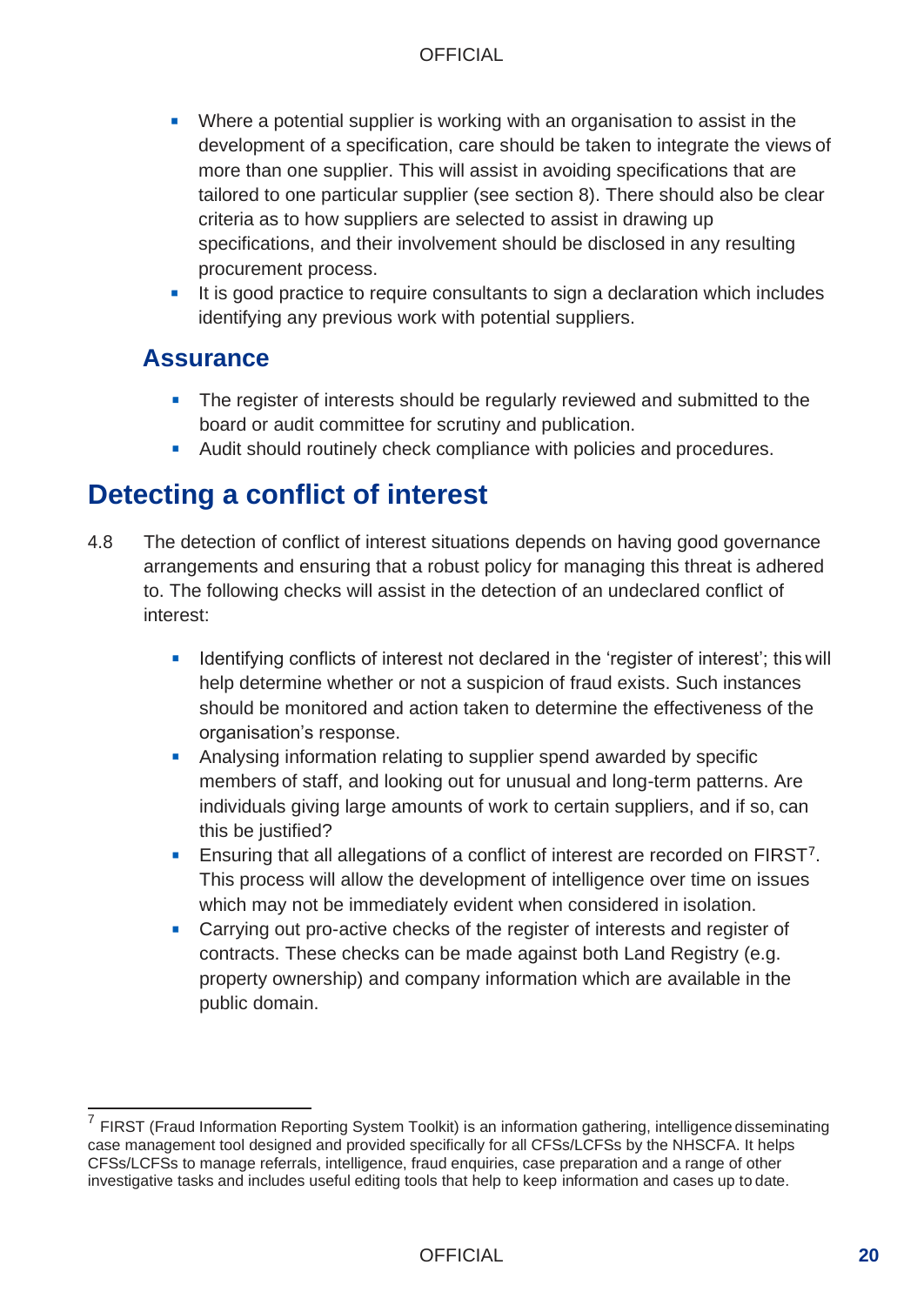- Where a potential supplier is working with an organisation to assist in the development of a specification, care should be taken to integrate the views of more than one supplier. This will assist in avoiding specifications that are tailored to one particular supplier (see section 8). There should also be clear criteria as to how suppliers are selected to assist in drawing up specifications, and their involvement should be disclosed in any resulting procurement process.
- It is good practice to require consultants to sign a declaration which includes identifying any previous work with potential suppliers.

### Assurance

- The register of interests should be regularly reviewed and submitted to the board or audit committee for scrutiny and publication.
- Audit should routinely check compliance with policies and procedures.

## Detecting a conflict of interest

4.8 The detection of conflict of interest situations depends on having good governance arrangements and ensuring that a robust policy for managing this threat is adhered to. The following checks will assist in the detection of an undeclared conflict of interest:

- Identifying conflicts of interest not declared in the 'register of interest'; this will help determine whether or not a suspicion of fraud exists. Such instances should be monitored and action taken to determine the effectiveness of the organisation's response.
- Analysing information relating to supplier spend awarded by specific members of staff, and looking out for unusual and long-term patterns. Are individuals giving large amounts of work to certain suppliers, and if so, can this be justified?
- Ensuring that all allegations of a conflict of interest are recorded on FIRST[7]. This process will allow the development of intelligence over time on issues which may not be immediately evident when considered in isolation.
- Carrying out pro-active checks of the register of interests and register of contracts. These checks can be made against both Land Registry (e.g. property ownership) and company information which are available in the public domain.

[7] FIRST (Fraud Information Reporting System Toolkit) is an information gathering, intelligence disseminating case management tool designed and provided specifically for all CFSs/LCFSs by the NHSCFA. It helps CFSs/LCFSs to manage referrals, intelligence, fraud enquiries, case preparation and a range of other investigative tasks and includes useful editing tools that help to keep information and cases up to date.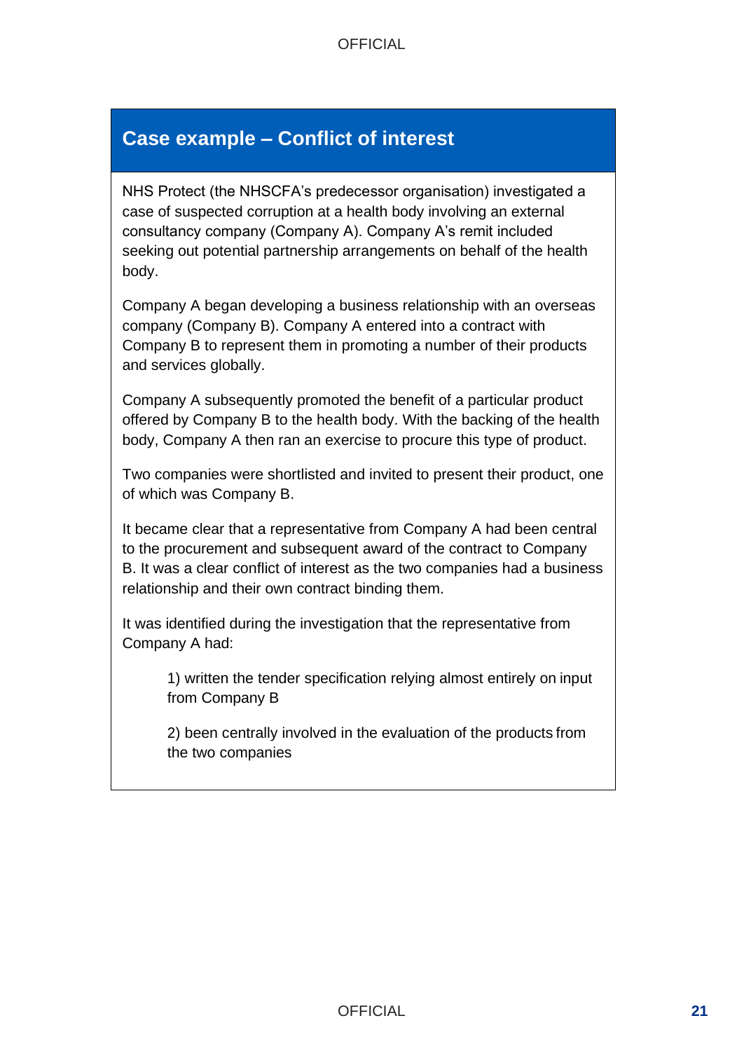## Case example – Conflict of interest

NHS Protect (the NHSCFA's predecessor organisation) investigated a case of suspected corruption at a health body involving an external consultancy company (Company A). Company A's remit included seeking out potential partnership arrangements on behalf of the health body.

Company A began developing a business relationship with an overseas company (Company B). Company A entered into a contract with Company B to represent them in promoting a number of their products and services globally.

Company A subsequently promoted the benefit of a particular product offered by Company B to the health body. With the backing of the health body, Company A then ran an exercise to procure this type of product.

Two companies were shortlisted and invited to present their product, one of which was Company B.

It became clear that a representative from Company A had been central to the procurement and subsequent award of the contract to Company B. It was a clear conflict of interest as the two companies had a business relationship and their own contract binding them.

It was identified during the investigation that the representative from Company A had:

1) written the tender specification relying almost entirely on input from Company B

2) been centrally involved in the evaluation of the products from the two companies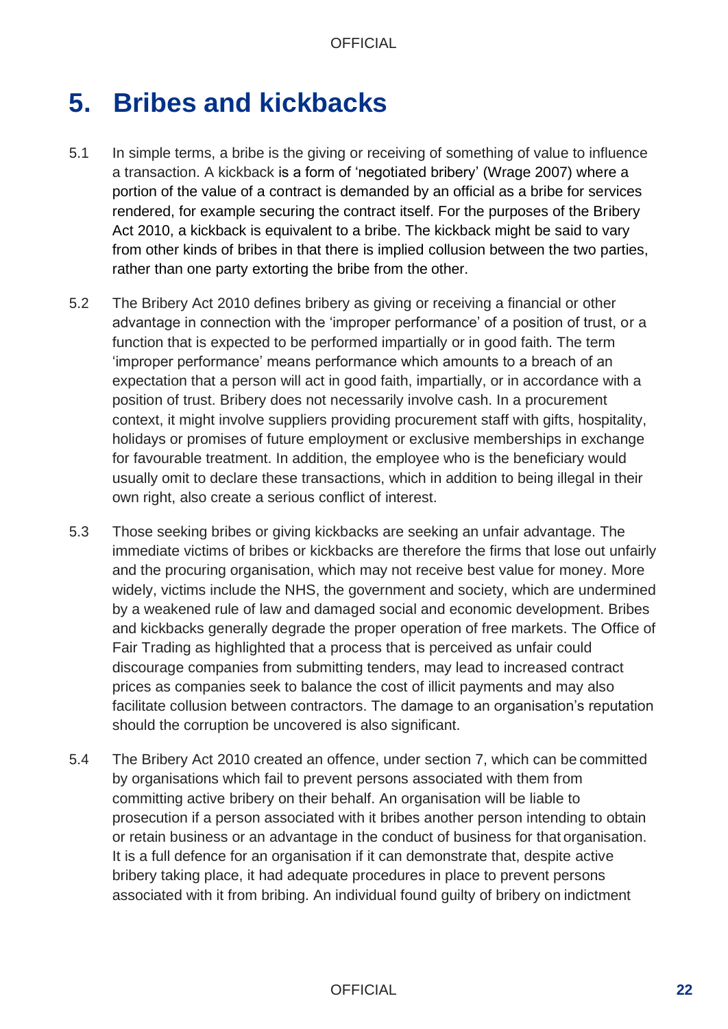# 5. Bribes and kickbacks

5.1 In simple terms, a bribe is the giving or receiving of something of value to influence a transaction. A kickback is a form of 'negotiated bribery' (Wrage 2007) where a portion of the value of a contract is demanded by an official as a bribe for services rendered, for example securing the contract itself. For the purposes of the Bribery Act 2010, a kickback is equivalent to a bribe. The kickback might be said to vary from other kinds of bribes in that there is implied collusion between the two parties, rather than one party extorting the bribe from the other.

5.2 The Bribery Act 2010 defines bribery as giving or receiving a financial or other advantage in connection with the 'improper performance' of a position of trust, or a function that is expected to be performed impartially or in good faith. The term 'improper performance' means performance which amounts to a breach of an expectation that a person will act in good faith, impartially, or in accordance with a position of trust. Bribery does not necessarily involve cash. In a procurement context, it might involve suppliers providing procurement staff with gifts, hospitality, holidays or promises of future employment or exclusive memberships in exchange for favourable treatment. In addition, the employee who is the beneficiary would usually omit to declare these transactions, which in addition to being illegal in their own right, also create a serious conflict of interest.

5.3 Those seeking bribes or giving kickbacks are seeking an unfair advantage. The immediate victims of bribes or kickbacks are therefore the firms that lose out unfairly and the procuring organisation, which may not receive best value for money. More widely, victims include the NHS, the government and society, which are undermined by a weakened rule of law and damaged social and economic development. Bribes and kickbacks generally degrade the proper operation of free markets. The Office of Fair Trading as highlighted that a process that is perceived as unfair could discourage companies from submitting tenders, may lead to increased contract prices as companies seek to balance the cost of illicit payments and may also facilitate collusion between contractors. The damage to an organisation's reputation should the corruption be uncovered is also significant.

5.4 The Bribery Act 2010 created an offence, under section 7, which can be committed by organisations which fail to prevent persons associated with them from committing active bribery on their behalf. An organisation will be liable to prosecution if a person associated with it bribes another person intending to obtain or retain business or an advantage in the conduct of business for that organisation. It is a full defence for an organisation if it can demonstrate that, despite active bribery taking place, it had adequate procedures in place to prevent persons associated with it from bribing. An individual found guilty of bribery on indictment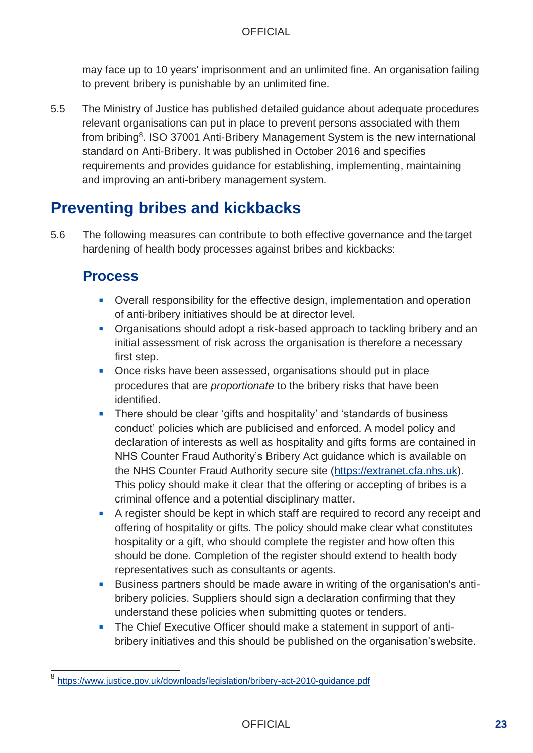may face up to 10 years' imprisonment and an unlimited fine. An organisation failing to prevent bribery is punishable by an unlimited fine.

5.5 The Ministry of Justice has published detailed guidance about adequate procedures relevant organisations can put in place to prevent persons associated with them from bribing[8]. ISO 37001 Anti-Bribery Management System is the new international standard on Anti-Bribery. It was published in October 2016 and specifies requirements and provides guidance for establishing, implementing, maintaining and improving an anti-bribery management system.

## Preventing bribes and kickbacks

5.6 The following measures can contribute to both effective governance and the target hardening of health body processes against bribes and kickbacks:

### Process

- Overall responsibility for the effective design, implementation and operation of anti-bribery initiatives should be at director level.
- Organisations should adopt a risk-based approach to tackling bribery and an initial assessment of risk across the organisation is therefore a necessary first step.
- Once risks have been assessed, organisations should put in place procedures that are *proportionate* to the bribery risks that have been identified.
- There should be clear 'gifts and hospitality' and 'standards of business conduct' policies which are publicised and enforced. A model policy and declaration of interests as well as hospitality and gifts forms are contained in NHS Counter Fraud Authority's Bribery Act guidance which is available on the NHS Counter Fraud Authority secure site (https://extranet.cfa.nhs.uk). This policy should make it clear that the offering or accepting of bribes is a criminal offence and a potential disciplinary matter.
- A register should be kept in which staff are required to record any receipt and offering of hospitality or gifts. The policy should make clear what constitutes hospitality or a gift, who should complete the register and how often this should be done. Completion of the register should extend to health body representatives such as consultants or agents.
- Business partners should be made aware in writing of the organisation's anti-bribery policies. Suppliers should sign a declaration confirming that they understand these policies when submitting quotes or tenders.
- The Chief Executive Officer should make a statement in support of anti-bribery initiatives and this should be published on the organisation's website.

[8] https://www.justice.gov.uk/downloads/legislation/bribery-act-2010-guidance.pdf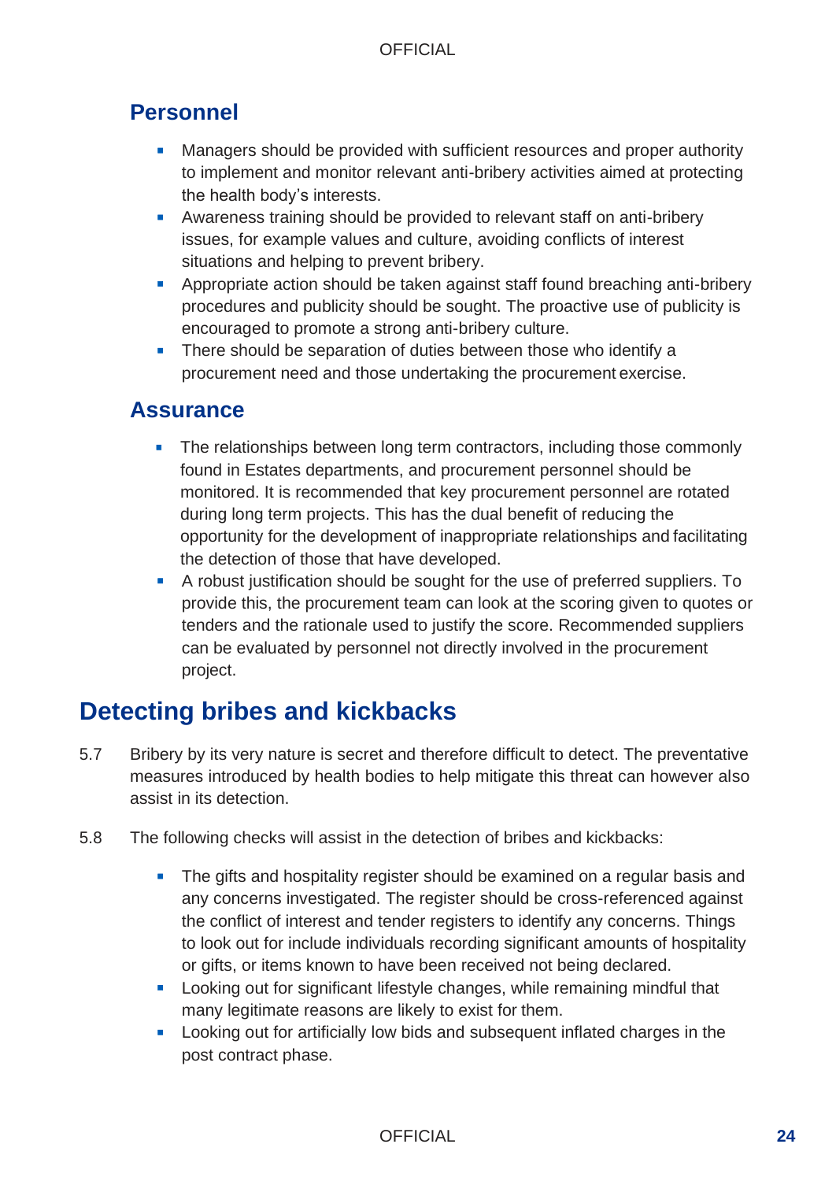### Personnel

- Managers should be provided with sufficient resources and proper authority to implement and monitor relevant anti-bribery activities aimed at protecting the health body's interests.
- Awareness training should be provided to relevant staff on anti-bribery issues, for example values and culture, avoiding conflicts of interest situations and helping to prevent bribery.
- Appropriate action should be taken against staff found breaching anti-bribery procedures and publicity should be sought. The proactive use of publicity is encouraged to promote a strong anti-bribery culture.
- There should be separation of duties between those who identify a procurement need and those undertaking the procurement exercise.

### Assurance

- The relationships between long term contractors, including those commonly found in Estates departments, and procurement personnel should be monitored. It is recommended that key procurement personnel are rotated during long term projects. This has the dual benefit of reducing the opportunity for the development of inappropriate relationships and facilitating the detection of those that have developed.
- A robust justification should be sought for the use of preferred suppliers. To provide this, the procurement team can look at the scoring given to quotes or tenders and the rationale used to justify the score. Recommended suppliers can be evaluated by personnel not directly involved in the procurement project.

## Detecting bribes and kickbacks

5.7 Bribery by its very nature is secret and therefore difficult to detect. The preventative measures introduced by health bodies to help mitigate this threat can however also assist in its detection.

5.8 The following checks will assist in the detection of bribes and kickbacks:

- The gifts and hospitality register should be examined on a regular basis and any concerns investigated. The register should be cross-referenced against the conflict of interest and tender registers to identify any concerns. Things to look out for include individuals recording significant amounts of hospitality or gifts, or items known to have been received not being declared.
- Looking out for significant lifestyle changes, while remaining mindful that many legitimate reasons are likely to exist for them.
- Looking out for artificially low bids and subsequent inflated charges in the post contract phase.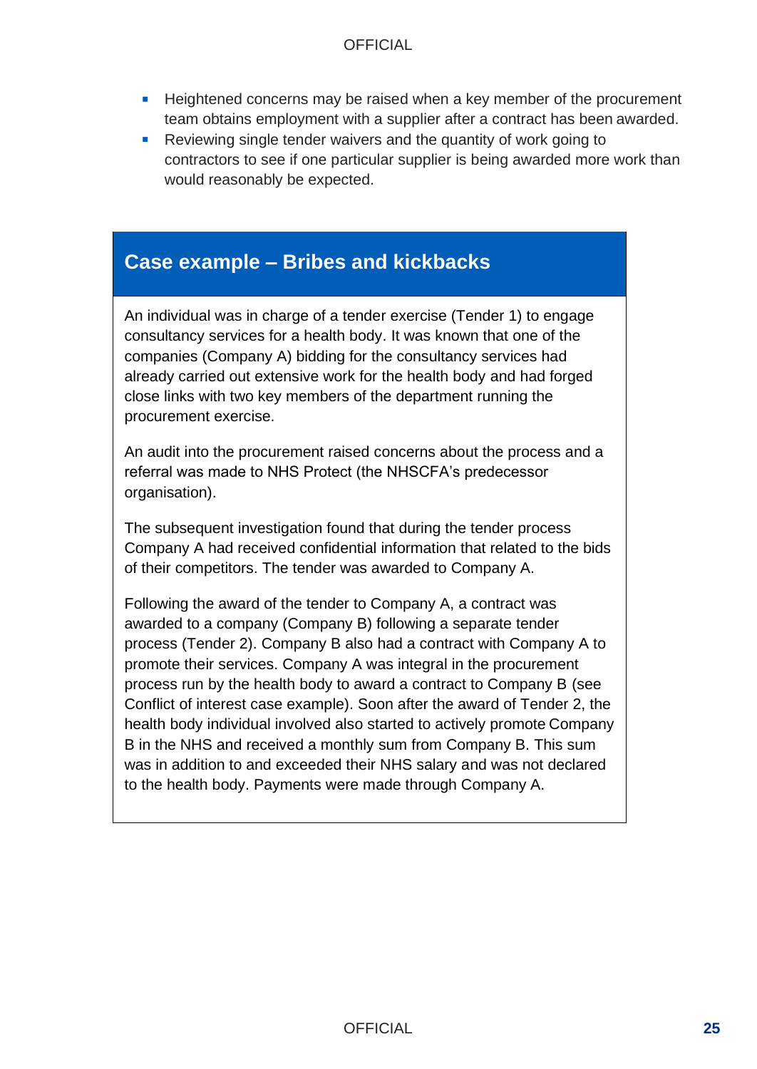- Heightened concerns may be raised when a key member of the procurement team obtains employment with a supplier after a contract has been awarded.
- Reviewing single tender waivers and the quantity of work going to contractors to see if one particular supplier is being awarded more work than would reasonably be expected.

## Case example – Bribes and kickbacks

An individual was in charge of a tender exercise (Tender 1) to engage consultancy services for a health body. It was known that one of the companies (Company A) bidding for the consultancy services had already carried out extensive work for the health body and had forged close links with two key members of the department running the procurement exercise.

An audit into the procurement raised concerns about the process and a referral was made to NHS Protect (the NHSCFA's predecessor organisation).

The subsequent investigation found that during the tender process Company A had received confidential information that related to the bids of their competitors. The tender was awarded to Company A.

Following the award of the tender to Company A, a contract was awarded to a company (Company B) following a separate tender process (Tender 2). Company B also had a contract with Company A to promote their services. Company A was integral in the procurement process run by the health body to award a contract to Company B (see Conflict of interest case example). Soon after the award of Tender 2, the health body individual involved also started to actively promote Company B in the NHS and received a monthly sum from Company B. This sum was in addition to and exceeded their NHS salary and was not declared to the health body. Payments were made through Company A.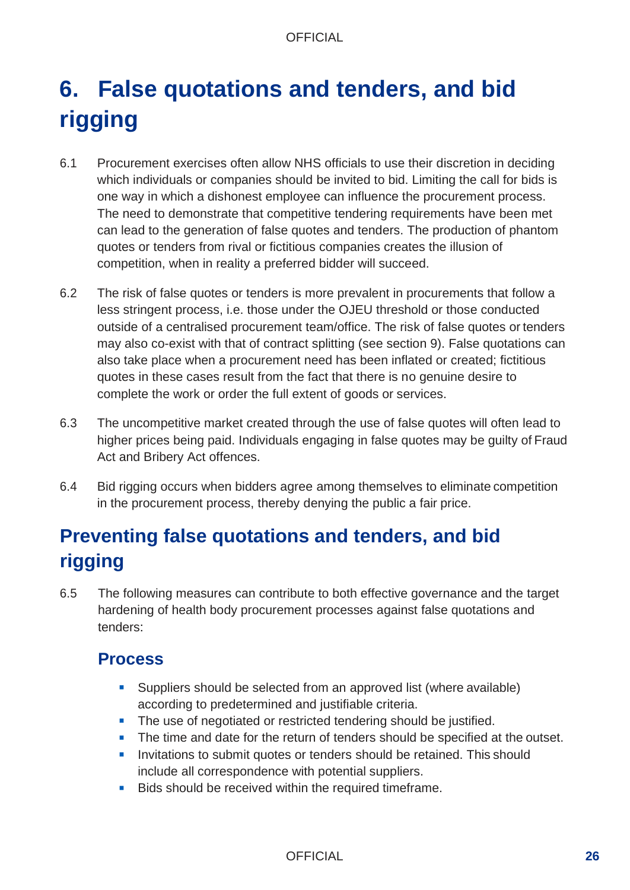# 6. False quotations and tenders, and bid rigging

6.1 Procurement exercises often allow NHS officials to use their discretion in deciding which individuals or companies should be invited to bid. Limiting the call for bids is one way in which a dishonest employee can influence the procurement process. The need to demonstrate that competitive tendering requirements have been met can lead to the generation of false quotes and tenders. The production of phantom quotes or tenders from rival or fictitious companies creates the illusion of competition, when in reality a preferred bidder will succeed.

6.2 The risk of false quotes or tenders is more prevalent in procurements that follow a less stringent process, i.e. those under the OJEU threshold or those conducted outside of a centralised procurement team/office. The risk of false quotes or tenders may also co-exist with that of contract splitting (see section 9). False quotations can also take place when a procurement need has been inflated or created; fictitious quotes in these cases result from the fact that there is no genuine desire to complete the work or order the full extent of goods or services.

6.3 The uncompetitive market created through the use of false quotes will often lead to higher prices being paid. Individuals engaging in false quotes may be guilty of Fraud Act and Bribery Act offences.

6.4 Bid rigging occurs when bidders agree among themselves to eliminate competition in the procurement process, thereby denying the public a fair price.

## Preventing false quotations and tenders, and bid rigging

6.5 The following measures can contribute to both effective governance and the target hardening of health body procurement processes against false quotations and tenders:

### Process

- Suppliers should be selected from an approved list (where available) according to predetermined and justifiable criteria.
- The use of negotiated or restricted tendering should be justified.
- The time and date for the return of tenders should be specified at the outset.
- Invitations to submit quotes or tenders should be retained. This should include all correspondence with potential suppliers.
- Bids should be received within the required timeframe.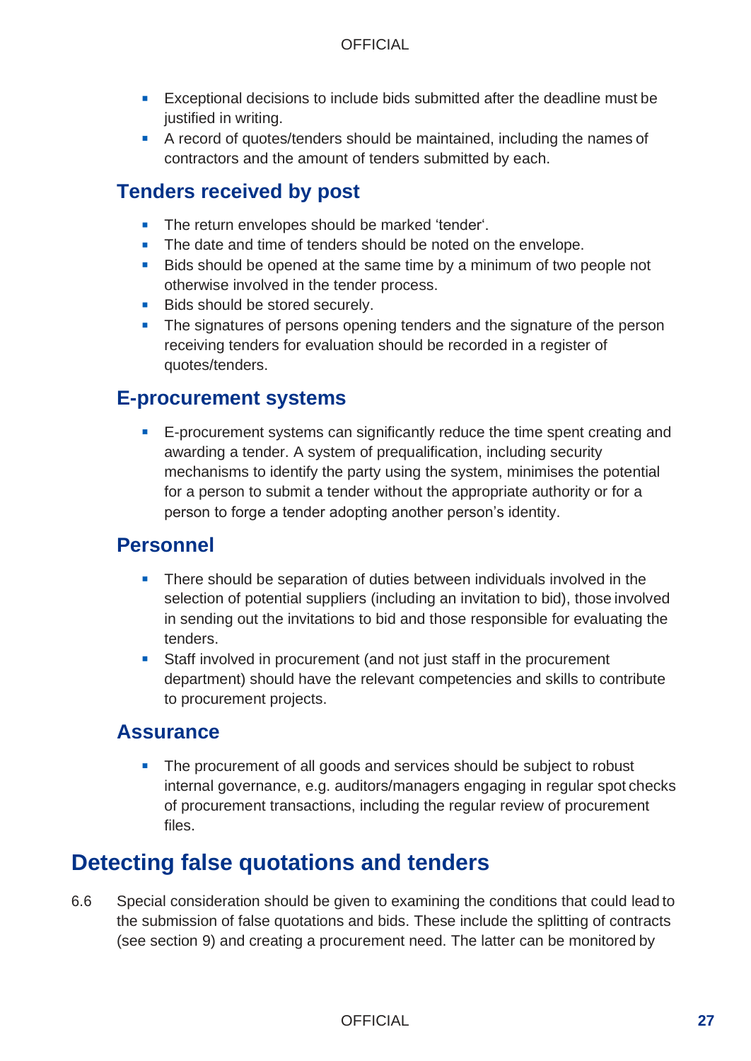- Exceptional decisions to include bids submitted after the deadline must be justified in writing.
- A record of quotes/tenders should be maintained, including the names of contractors and the amount of tenders submitted by each.

### Tenders received by post

- The return envelopes should be marked 'tender'.
- The date and time of tenders should be noted on the envelope.
- Bids should be opened at the same time by a minimum of two people not otherwise involved in the tender process.
- Bids should be stored securely.
- The signatures of persons opening tenders and the signature of the person receiving tenders for evaluation should be recorded in a register of quotes/tenders.

### E-procurement systems

- E-procurement systems can significantly reduce the time spent creating and awarding a tender. A system of prequalification, including security mechanisms to identify the party using the system, minimises the potential for a person to submit a tender without the appropriate authority or for a person to forge a tender adopting another person's identity.

### Personnel

- There should be separation of duties between individuals involved in the selection of potential suppliers (including an invitation to bid), those involved in sending out the invitations to bid and those responsible for evaluating the tenders.
- Staff involved in procurement (and not just staff in the procurement department) should have the relevant competencies and skills to contribute to procurement projects.

### Assurance

- The procurement of all goods and services should be subject to robust internal governance, e.g. auditors/managers engaging in regular spot checks of procurement transactions, including the regular review of procurement files.

## Detecting false quotations and tenders

6.6 Special consideration should be given to examining the conditions that could lead to the submission of false quotations and bids. These include the splitting of contracts (see section 9) and creating a procurement need. The latter can be monitored by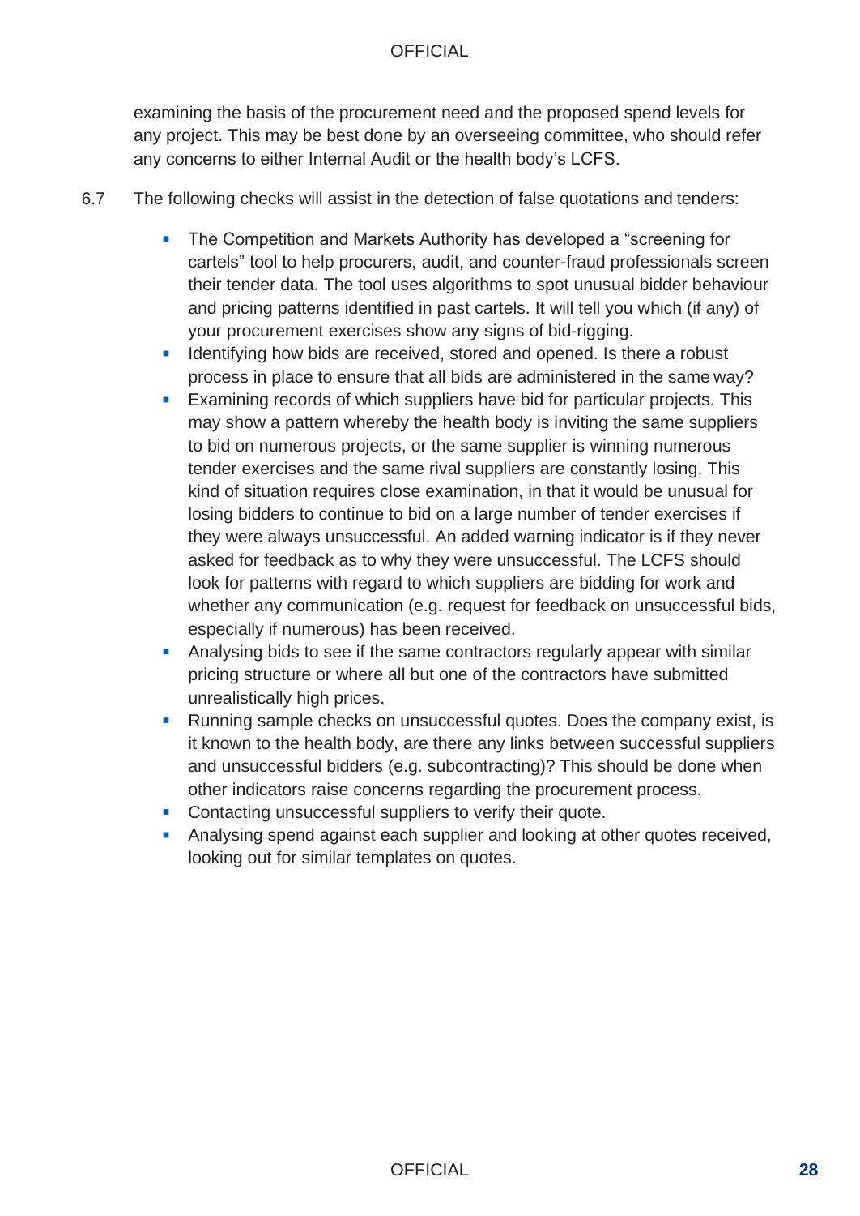examining the basis of the procurement need and the proposed spend levels for any project. This may be best done by an overseeing committee, who should refer any concerns to either Internal Audit or the health body's LCFS.

6.7 The following checks will assist in the detection of false quotations and tenders:

- The Competition and Markets Authority has developed a "screening for cartels" tool to help procurers, audit, and counter-fraud professionals screen their tender data. The tool uses algorithms to spot unusual bidder behaviour and pricing patterns identified in past cartels. It will tell you which (if any) of your procurement exercises show any signs of bid-rigging.
- Identifying how bids are received, stored and opened. Is there a robust process in place to ensure that all bids are administered in the same way?
- Examining records of which suppliers have bid for particular projects. This may show a pattern whereby the health body is inviting the same suppliers to bid on numerous projects, or the same supplier is winning numerous tender exercises and the same rival suppliers are constantly losing. This kind of situation requires close examination, in that it would be unusual for losing bidders to continue to bid on a large number of tender exercises if they were always unsuccessful. An added warning indicator is if they never asked for feedback as to why they were unsuccessful. The LCFS should look for patterns with regard to which suppliers are bidding for work and whether any communication (e.g. request for feedback on unsuccessful bids, especially if numerous) has been received.
- Analysing bids to see if the same contractors regularly appear with similar pricing structure or where all but one of the contractors have submitted unrealistically high prices.
- Running sample checks on unsuccessful quotes. Does the company exist, is it known to the health body, are there any links between successful suppliers and unsuccessful bidders (e.g. subcontracting)? This should be done when other indicators raise concerns regarding the procurement process.
- Contacting unsuccessful suppliers to verify their quote.
- Analysing spend against each supplier and looking at other quotes received, looking out for similar templates on quotes.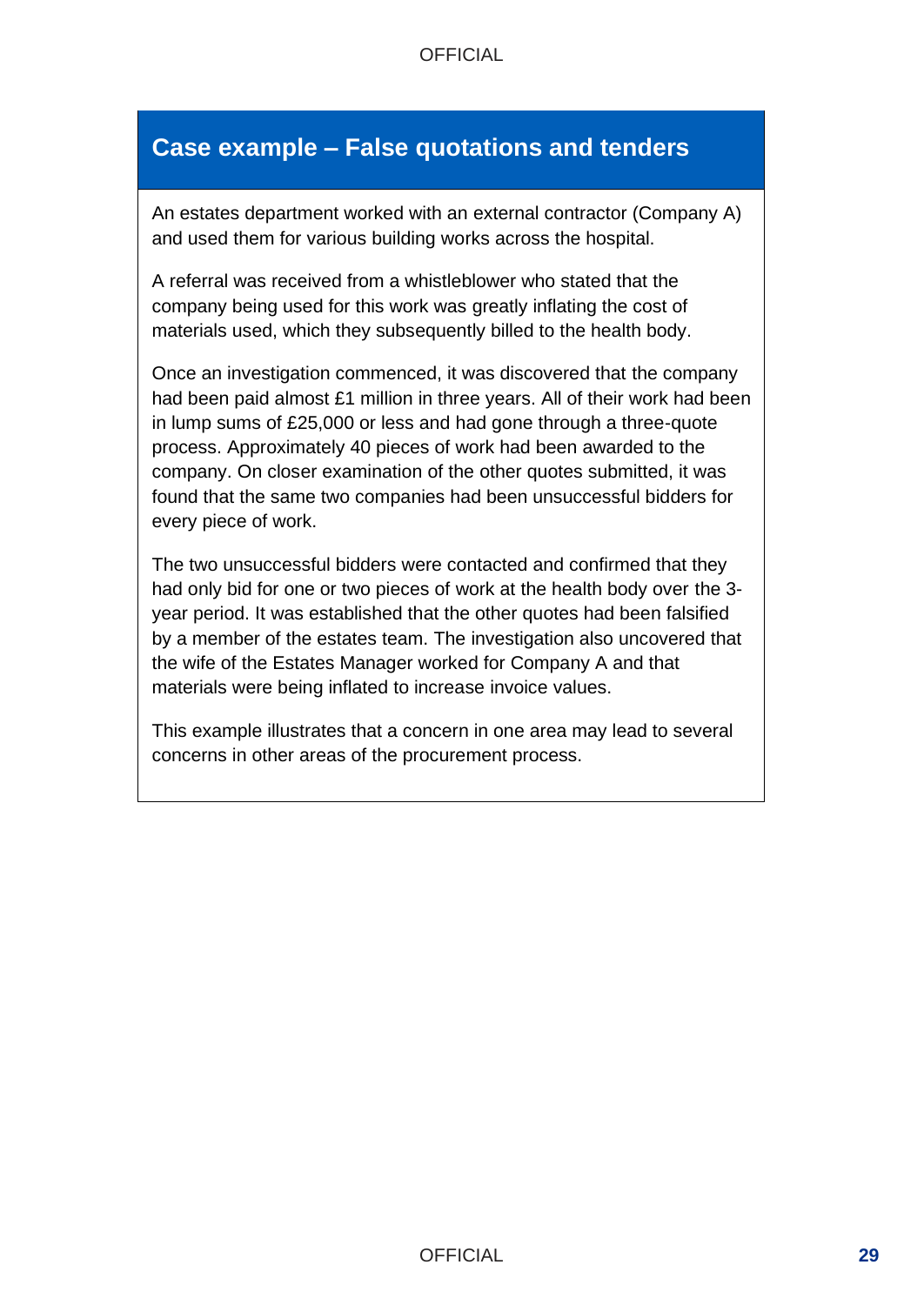## Case example – False quotations and tenders

An estates department worked with an external contractor (Company A) and used them for various building works across the hospital.

A referral was received from a whistleblower who stated that the company being used for this work was greatly inflating the cost of materials used, which they subsequently billed to the health body.

Once an investigation commenced, it was discovered that the company had been paid almost £1 million in three years. All of their work had been in lump sums of £25,000 or less and had gone through a three-quote process. Approximately 40 pieces of work had been awarded to the company. On closer examination of the other quotes submitted, it was found that the same two companies had been unsuccessful bidders for every piece of work.

The two unsuccessful bidders were contacted and confirmed that they had only bid for one or two pieces of work at the health body over the 3-year period. It was established that the other quotes had been falsified by a member of the estates team. The investigation also uncovered that the wife of the Estates Manager worked for Company A and that materials were being inflated to increase invoice values.

This example illustrates that a concern in one area may lead to several concerns in other areas of the procurement process.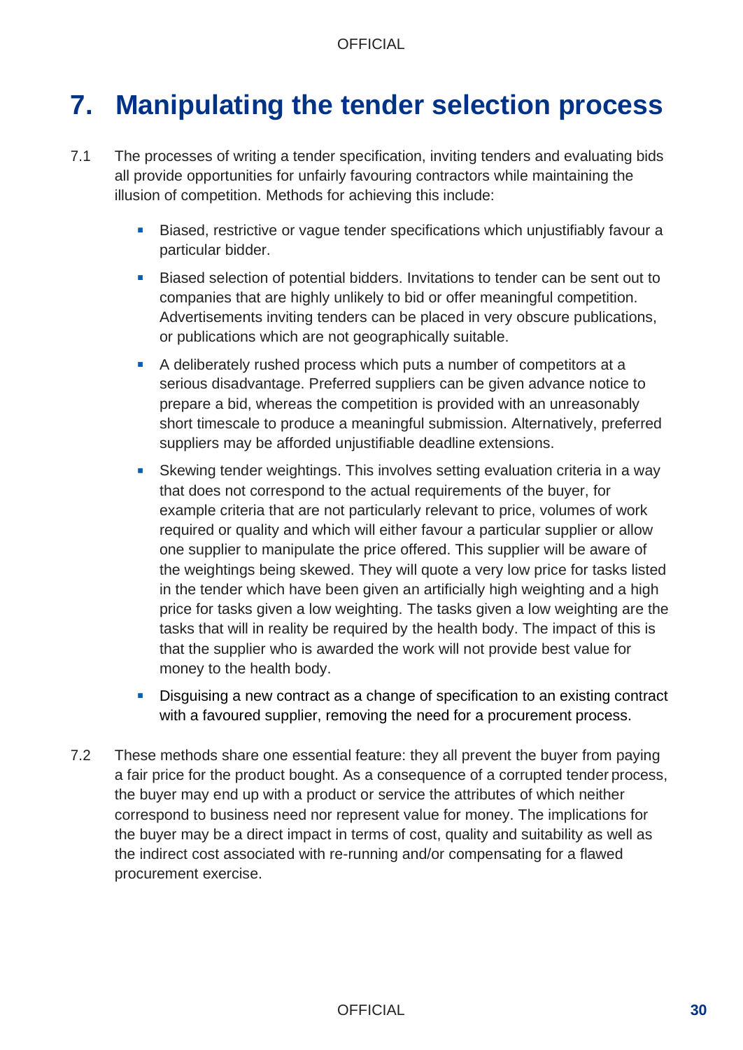# 7. Manipulating the tender selection process

7.1 The processes of writing a tender specification, inviting tenders and evaluating bids all provide opportunities for unfairly favouring contractors while maintaining the illusion of competition. Methods for achieving this include:

- Biased, restrictive or vague tender specifications which unjustifiably favour a particular bidder.
- Biased selection of potential bidders. Invitations to tender can be sent out to companies that are highly unlikely to bid or offer meaningful competition. Advertisements inviting tenders can be placed in very obscure publications, or publications which are not geographically suitable.
- A deliberately rushed process which puts a number of competitors at a serious disadvantage. Preferred suppliers can be given advance notice to prepare a bid, whereas the competition is provided with an unreasonably short timescale to produce a meaningful submission. Alternatively, preferred suppliers may be afforded unjustifiable deadline extensions.
- Skewing tender weightings. This involves setting evaluation criteria in a way that does not correspond to the actual requirements of the buyer, for example criteria that are not particularly relevant to price, volumes of work required or quality and which will either favour a particular supplier or allow one supplier to manipulate the price offered. This supplier will be aware of the weightings being skewed. They will quote a very low price for tasks listed in the tender which have been given an artificially high weighting and a high price for tasks given a low weighting. The tasks given a low weighting are the tasks that will in reality be required by the health body. The impact of this is that the supplier who is awarded the work will not provide best value for money to the health body.
- Disguising a new contract as a change of specification to an existing contract with a favoured supplier, removing the need for a procurement process.

7.2 These methods share one essential feature: they all prevent the buyer from paying a fair price for the product bought. As a consequence of a corrupted tender process, the buyer may end up with a product or service the attributes of which neither correspond to business need nor represent value for money. The implications for the buyer may be a direct impact in terms of cost, quality and suitability as well as the indirect cost associated with re-running and/or compensating for a flawed procurement exercise.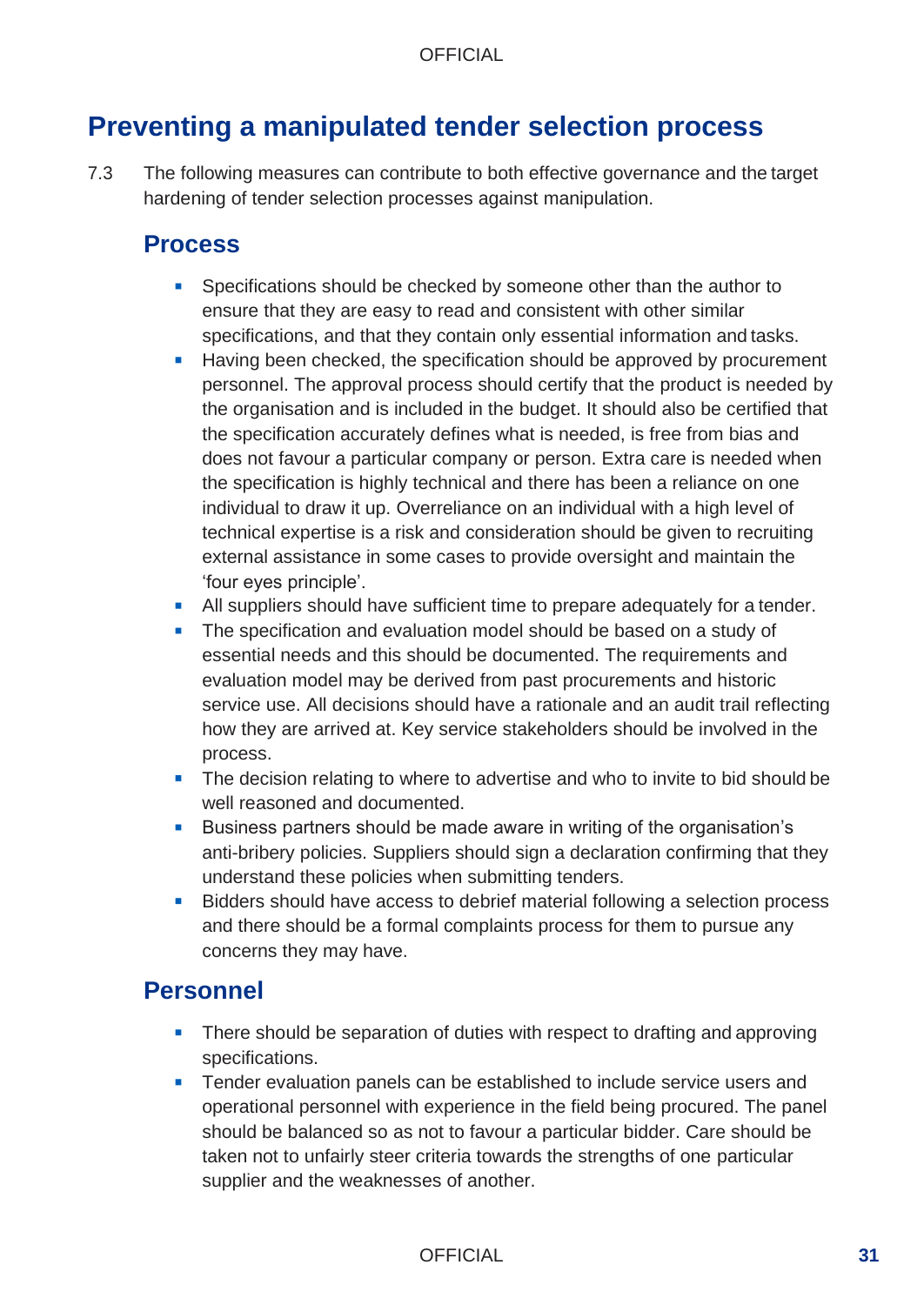## Preventing a manipulated tender selection process

7.3 The following measures can contribute to both effective governance and the target hardening of tender selection processes against manipulation.

### Process

- Specifications should be checked by someone other than the author to ensure that they are easy to read and consistent with other similar specifications, and that they contain only essential information and tasks.
- Having been checked, the specification should be approved by procurement personnel. The approval process should certify that the product is needed by the organisation and is included in the budget. It should also be certified that the specification accurately defines what is needed, is free from bias and does not favour a particular company or person. Extra care is needed when the specification is highly technical and there has been a reliance on one individual to draw it up. Overreliance on an individual with a high level of technical expertise is a risk and consideration should be given to recruiting external assistance in some cases to provide oversight and maintain the 'four eyes principle'.
- All suppliers should have sufficient time to prepare adequately for a tender.
- The specification and evaluation model should be based on a study of essential needs and this should be documented. The requirements and evaluation model may be derived from past procurements and historic service use. All decisions should have a rationale and an audit trail reflecting how they are arrived at. Key service stakeholders should be involved in the process.
- The decision relating to where to advertise and who to invite to bid should be well reasoned and documented.
- Business partners should be made aware in writing of the organisation's anti-bribery policies. Suppliers should sign a declaration confirming that they understand these policies when submitting tenders.
- Bidders should have access to debrief material following a selection process and there should be a formal complaints process for them to pursue any concerns they may have.

### Personnel

- There should be separation of duties with respect to drafting and approving specifications.
- Tender evaluation panels can be established to include service users and operational personnel with experience in the field being procured. The panel should be balanced so as not to favour a particular bidder. Care should be taken not to unfairly steer criteria towards the strengths of one particular supplier and the weaknesses of another.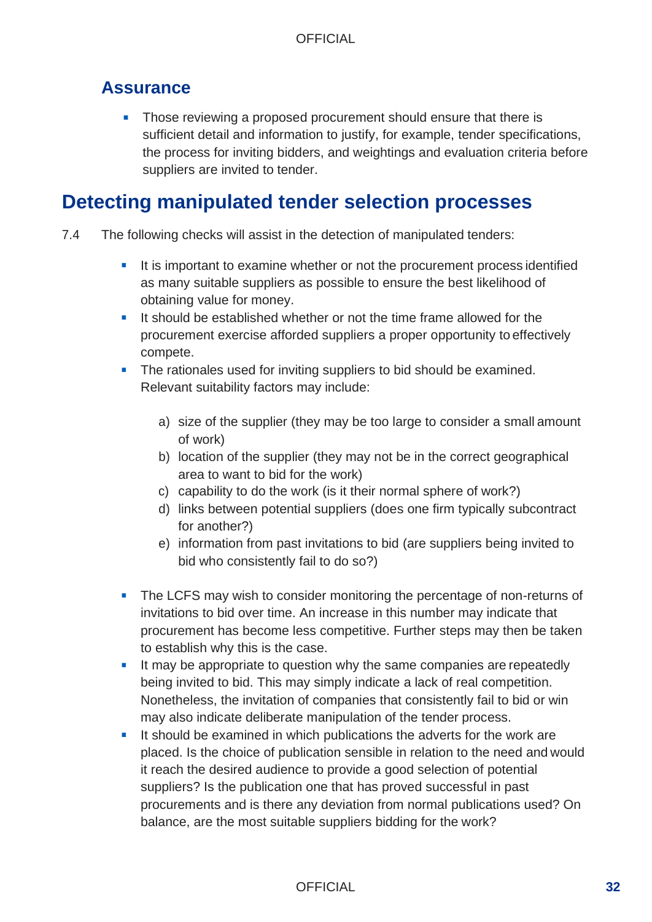### Assurance

- Those reviewing a proposed procurement should ensure that there is sufficient detail and information to justify, for example, tender specifications, the process for inviting bidders, and weightings and evaluation criteria before suppliers are invited to tender.

## Detecting manipulated tender selection processes

7.4 The following checks will assist in the detection of manipulated tenders:

- It is important to examine whether or not the procurement process identified as many suitable suppliers as possible to ensure the best likelihood of obtaining value for money.
- It should be established whether or not the time frame allowed for the procurement exercise afforded suppliers a proper opportunity to effectively compete.
- The rationales used for inviting suppliers to bid should be examined. Relevant suitability factors may include:

  a) size of the supplier (they may be too large to consider a small amount of work)
  b) location of the supplier (they may not be in the correct geographical area to want to bid for the work)
  c) capability to do the work (is it their normal sphere of work?)
  d) links between potential suppliers (does one firm typically subcontract for another?)
  e) information from past invitations to bid (are suppliers being invited to bid who consistently fail to do so?)

- The LCFS may wish to consider monitoring the percentage of non-returns of invitations to bid over time. An increase in this number may indicate that procurement has become less competitive. Further steps may then be taken to establish why this is the case.
- It may be appropriate to question why the same companies are repeatedly being invited to bid. This may simply indicate a lack of real competition. Nonetheless, the invitation of companies that consistently fail to bid or win may also indicate deliberate manipulation of the tender process.
- It should be examined in which publications the adverts for the work are placed. Is the choice of publication sensible in relation to the need and would it reach the desired audience to provide a good selection of potential suppliers? Is the publication one that has proved successful in past procurements and is there any deviation from normal publications used? On balance, are the most suitable suppliers bidding for the work?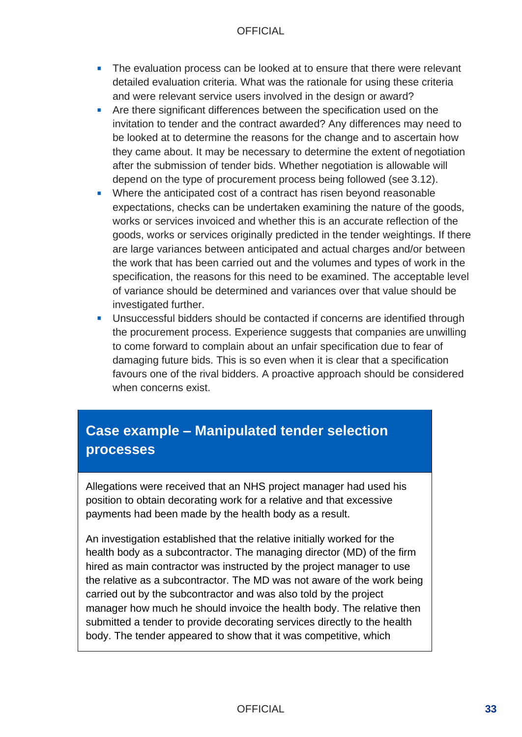- The evaluation process can be looked at to ensure that there were relevant detailed evaluation criteria. What was the rationale for using these criteria and were relevant service users involved in the design or award?
- Are there significant differences between the specification used on the invitation to tender and the contract awarded? Any differences may need to be looked at to determine the reasons for the change and to ascertain how they came about. It may be necessary to determine the extent of negotiation after the submission of tender bids. Whether negotiation is allowable will depend on the type of procurement process being followed (see 3.12).
- Where the anticipated cost of a contract has risen beyond reasonable expectations, checks can be undertaken examining the nature of the goods, works or services invoiced and whether this is an accurate reflection of the goods, works or services originally predicted in the tender weightings. If there are large variances between anticipated and actual charges and/or between the work that has been carried out and the volumes and types of work in the specification, the reasons for this need to be examined. The acceptable level of variance should be determined and variances over that value should be investigated further.
- Unsuccessful bidders should be contacted if concerns are identified through the procurement process. Experience suggests that companies are unwilling to come forward to complain about an unfair specification due to fear of damaging future bids. This is so even when it is clear that a specification favours one of the rival bidders. A proactive approach should be considered when concerns exist.

### Case example – Manipulated tender selection processes

Allegations were received that an NHS project manager had used his position to obtain decorating work for a relative and that excessive payments had been made by the health body as a result.

An investigation established that the relative initially worked for the health body as a subcontractor. The managing director (MD) of the firm hired as main contractor was instructed by the project manager to use the relative as a subcontractor. The MD was not aware of the work being carried out by the subcontractor and was also told by the project manager how much he should invoice the health body. The relative then submitted a tender to provide decorating services directly to the health body. The tender appeared to show that it was competitive, which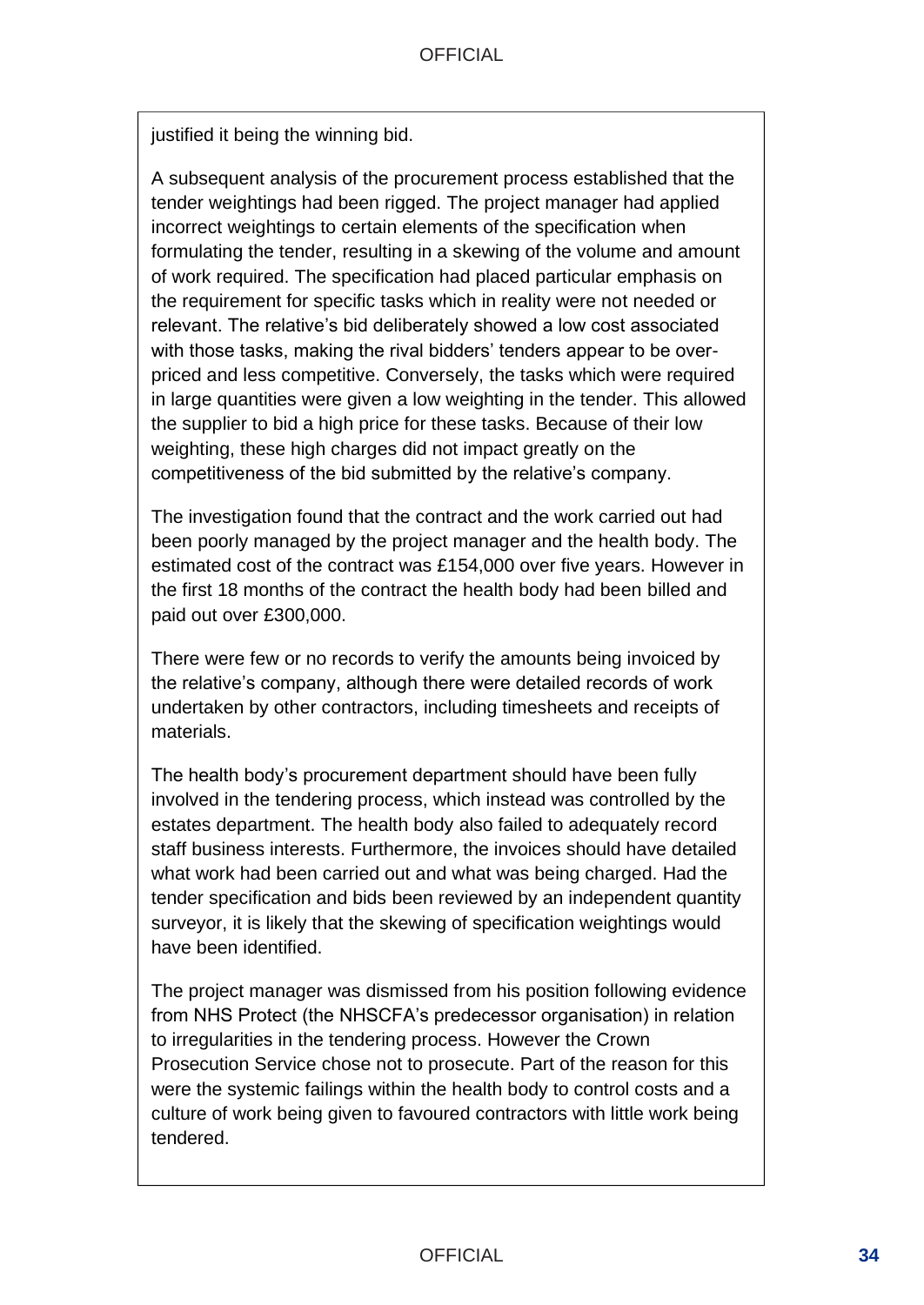justified it being the winning bid.

A subsequent analysis of the procurement process established that the tender weightings had been rigged. The project manager had applied incorrect weightings to certain elements of the specification when formulating the tender, resulting in a skewing of the volume and amount of work required. The specification had placed particular emphasis on the requirement for specific tasks which in reality were not needed or relevant. The relative's bid deliberately showed a low cost associated with those tasks, making the rival bidders' tenders appear to be over-priced and less competitive. Conversely, the tasks which were required in large quantities were given a low weighting in the tender. This allowed the supplier to bid a high price for these tasks. Because of their low weighting, these high charges did not impact greatly on the competitiveness of the bid submitted by the relative's company.

The investigation found that the contract and the work carried out had been poorly managed by the project manager and the health body. The estimated cost of the contract was £154,000 over five years. However in the first 18 months of the contract the health body had been billed and paid out over £300,000.

There were few or no records to verify the amounts being invoiced by the relative's company, although there were detailed records of work undertaken by other contractors, including timesheets and receipts of materials.

The health body's procurement department should have been fully involved in the tendering process, which instead was controlled by the estates department. The health body also failed to adequately record staff business interests. Furthermore, the invoices should have detailed what work had been carried out and what was being charged. Had the tender specification and bids been reviewed by an independent quantity surveyor, it is likely that the skewing of specification weightings would have been identified.

The project manager was dismissed from his position following evidence from NHS Protect (the NHSCFA's predecessor organisation) in relation to irregularities in the tendering process. However the Crown Prosecution Service chose not to prosecute. Part of the reason for this were the systemic failings within the health body to control costs and a culture of work being given to favoured contractors with little work being tendered.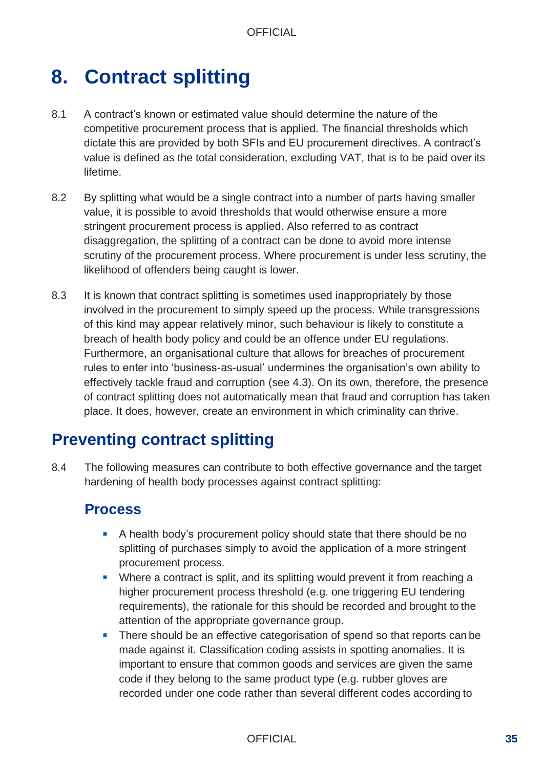# 8. Contract splitting

8.1 A contract's known or estimated value should determine the nature of the competitive procurement process that is applied. The financial thresholds which dictate this are provided by both SFIs and EU procurement directives. A contract's value is defined as the total consideration, excluding VAT, that is to be paid over its lifetime.

8.2 By splitting what would be a single contract into a number of parts having smaller value, it is possible to avoid thresholds that would otherwise ensure a more stringent procurement process is applied. Also referred to as contract disaggregation, the splitting of a contract can be done to avoid more intense scrutiny of the procurement process. Where procurement is under less scrutiny, the likelihood of offenders being caught is lower.

8.3 It is known that contract splitting is sometimes used inappropriately by those involved in the procurement to simply speed up the process. While transgressions of this kind may appear relatively minor, such behaviour is likely to constitute a breach of health body policy and could be an offence under EU regulations. Furthermore, an organisational culture that allows for breaches of procurement rules to enter into 'business-as-usual' undermines the organisation's own ability to effectively tackle fraud and corruption (see 4.3). On its own, therefore, the presence of contract splitting does not automatically mean that fraud and corruption has taken place. It does, however, create an environment in which criminality can thrive.

## Preventing contract splitting

8.4 The following measures can contribute to both effective governance and the target hardening of health body processes against contract splitting:

### Process

- A health body's procurement policy should state that there should be no splitting of purchases simply to avoid the application of a more stringent procurement process.
- Where a contract is split, and its splitting would prevent it from reaching a higher procurement process threshold (e.g. one triggering EU tendering requirements), the rationale for this should be recorded and brought to the attention of the appropriate governance group.
- There should be an effective categorisation of spend so that reports can be made against it. Classification coding assists in spotting anomalies. It is important to ensure that common goods and services are given the same code if they belong to the same product type (e.g. rubber gloves are recorded under one code rather than several different codes according to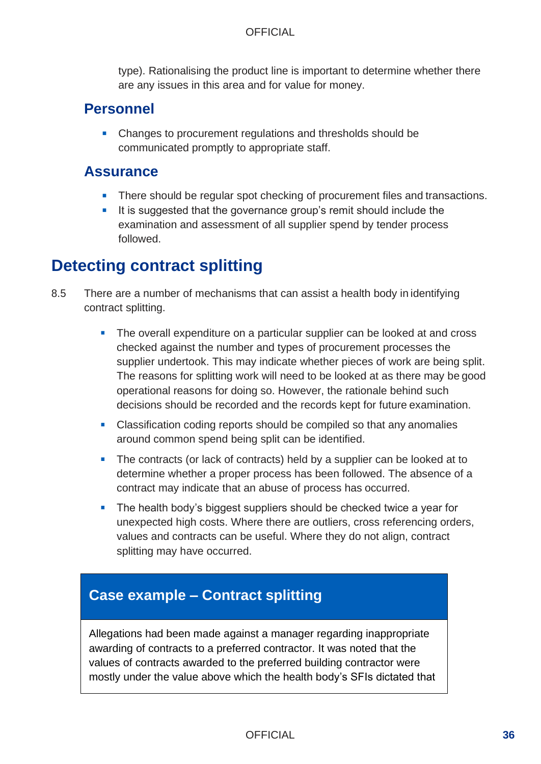type). Rationalising the product line is important to determine whether there are any issues in this area and for value for money.

## Personnel

- Changes to procurement regulations and thresholds should be communicated promptly to appropriate staff.

## Assurance

- There should be regular spot checking of procurement files and transactions.
- It is suggested that the governance group's remit should include the examination and assessment of all supplier spend by tender process followed.

# Detecting contract splitting

8.5 There are a number of mechanisms that can assist a health body in identifying contract splitting.

- The overall expenditure on a particular supplier can be looked at and cross checked against the number and types of procurement processes the supplier undertook. This may indicate whether pieces of work are being split. The reasons for splitting work will need to be looked at as there may be good operational reasons for doing so. However, the rationale behind such decisions should be recorded and the records kept for future examination.
- Classification coding reports should be compiled so that any anomalies around common spend being split can be identified.
- The contracts (or lack of contracts) held by a supplier can be looked at to determine whether a proper process has been followed. The absence of a contract may indicate that an abuse of process has occurred.
- The health body's biggest suppliers should be checked twice a year for unexpected high costs. Where there are outliers, cross referencing orders, values and contracts can be useful. Where they do not align, contract splitting may have occurred.

### Case example – Contract splitting

Allegations had been made against a manager regarding inappropriate awarding of contracts to a preferred contractor. It was noted that the values of contracts awarded to the preferred building contractor were mostly under the value above which the health body's SFIs dictated that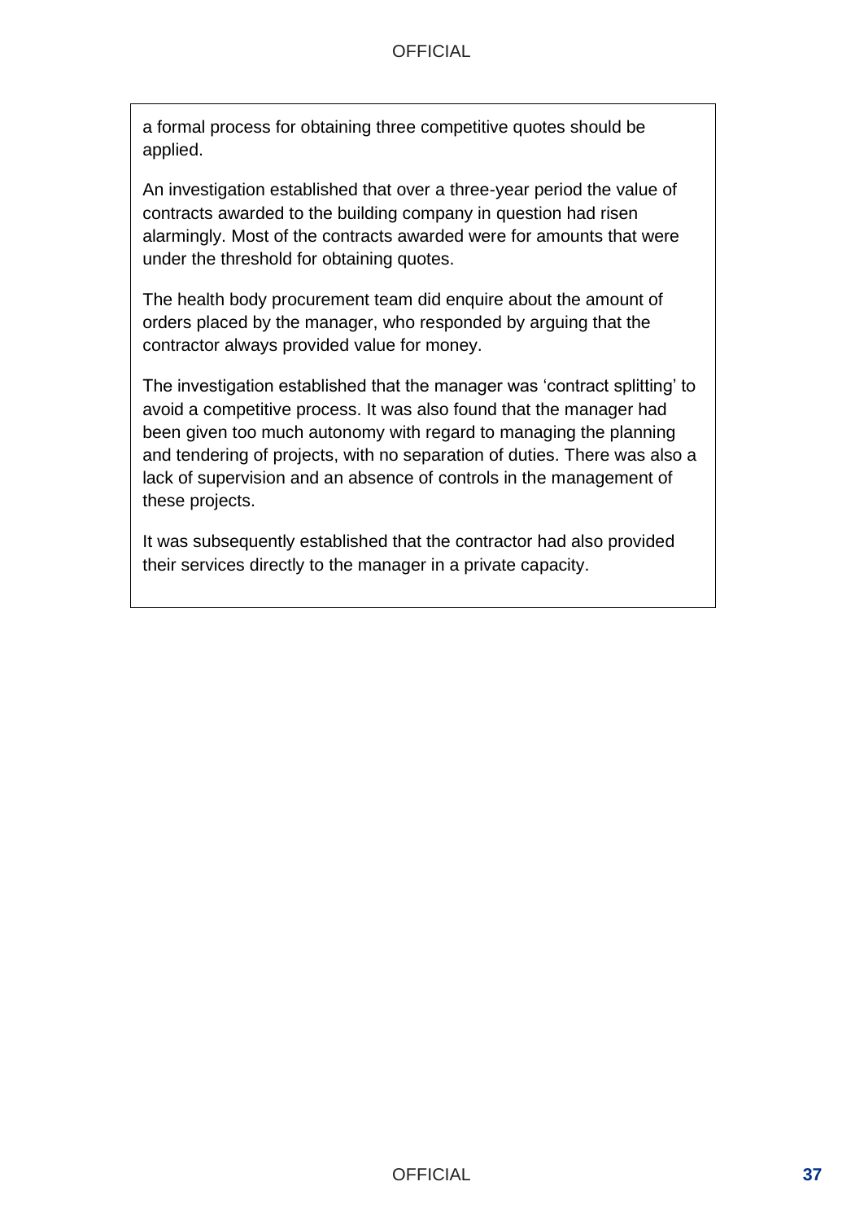a formal process for obtaining three competitive quotes should be applied.

An investigation established that over a three-year period the value of contracts awarded to the building company in question had risen alarmingly. Most of the contracts awarded were for amounts that were under the threshold for obtaining quotes.

The health body procurement team did enquire about the amount of orders placed by the manager, who responded by arguing that the contractor always provided value for money.

The investigation established that the manager was 'contract splitting' to avoid a competitive process. It was also found that the manager had been given too much autonomy with regard to managing the planning and tendering of projects, with no separation of duties. There was also a lack of supervision and an absence of controls in the management of these projects.

It was subsequently established that the contractor had also provided their services directly to the manager in a private capacity.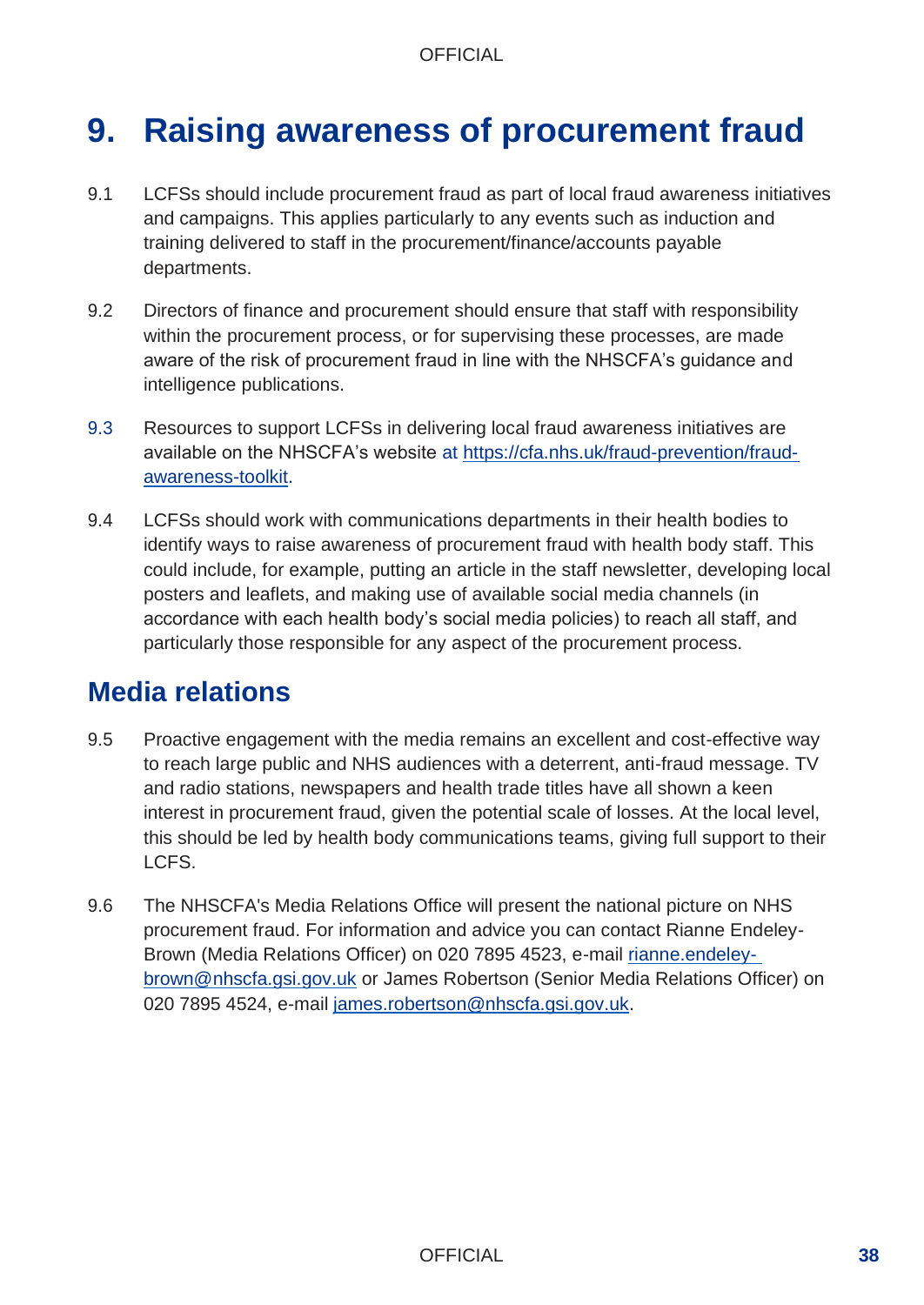# 9. Raising awareness of procurement fraud

9.1 LCFSs should include procurement fraud as part of local fraud awareness initiatives and campaigns. This applies particularly to any events such as induction and training delivered to staff in the procurement/finance/accounts payable departments.

9.2 Directors of finance and procurement should ensure that staff with responsibility within the procurement process, or for supervising these processes, are made aware of the risk of procurement fraud in line with the NHSCFA's guidance and intelligence publications.

9.3 Resources to support LCFSs in delivering local fraud awareness initiatives are available on the NHSCFA's website at https://cfa.nhs.uk/fraud-prevention/fraud-awareness-toolkit.

9.4 LCFSs should work with communications departments in their health bodies to identify ways to raise awareness of procurement fraud with health body staff. This could include, for example, putting an article in the staff newsletter, developing local posters and leaflets, and making use of available social media channels (in accordance with each health body's social media policies) to reach all staff, and particularly those responsible for any aspect of the procurement process.

## Media relations

9.5 Proactive engagement with the media remains an excellent and cost-effective way to reach large public and NHS audiences with a deterrent, anti-fraud message. TV and radio stations, newspapers and health trade titles have all shown a keen interest in procurement fraud, given the potential scale of losses. At the local level, this should be led by health body communications teams, giving full support to their LCFS.

9.6 The NHSCFA's Media Relations Office will present the national picture on NHS procurement fraud. For information and advice you can contact Rianne Endeley-Brown (Media Relations Officer) on 020 7895 4523, e-mail rianne.endeley-brown@nhscfa.gsi.gov.uk or James Robertson (Senior Media Relations Officer) on 020 7895 4524, e-mail james.robertson@nhscfa.gsi.gov.uk.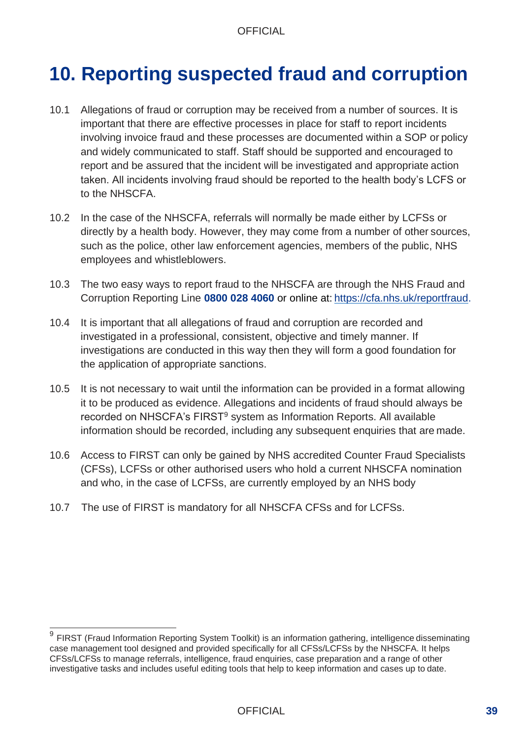# 10. Reporting suspected fraud and corruption

10.1 Allegations of fraud or corruption may be received from a number of sources. It is important that there are effective processes in place for staff to report incidents involving invoice fraud and these processes are documented within a SOP or policy and widely communicated to staff. Staff should be supported and encouraged to report and be assured that the incident will be investigated and appropriate action taken. All incidents involving fraud should be reported to the health body's LCFS or to the NHSCFA.

10.2 In the case of the NHSCFA, referrals will normally be made either by LCFSs or directly by a health body. However, they may come from a number of other sources, such as the police, other law enforcement agencies, members of the public, NHS employees and whistleblowers.

10.3 The two easy ways to report fraud to the NHSCFA are through the NHS Fraud and Corruption Reporting Line **0800 028 4060** or online at: https://cfa.nhs.uk/reportfraud.

10.4 It is important that all allegations of fraud and corruption are recorded and investigated in a professional, consistent, objective and timely manner. If investigations are conducted in this way then they will form a good foundation for the application of appropriate sanctions.

10.5 It is not necessary to wait until the information can be provided in a format allowing it to be produced as evidence. Allegations and incidents of fraud should always be recorded on NHSCFA's FIRST[9] system as Information Reports. All available information should be recorded, including any subsequent enquiries that are made.

10.6 Access to FIRST can only be gained by NHS accredited Counter Fraud Specialists (CFSs), LCFSs or other authorised users who hold a current NHSCFA nomination and who, in the case of LCFSs, are currently employed by an NHS body

10.7 The use of FIRST is mandatory for all NHSCFA CFSs and for LCFSs.

---

[9] FIRST (Fraud Information Reporting System Toolkit) is an information gathering, intelligence disseminating case management tool designed and provided specifically for all CFSs/LCFSs by the NHSCFA. It helps CFSs/LCFSs to manage referrals, intelligence, fraud enquiries, case preparation and a range of other investigative tasks and includes useful editing tools that help to keep information and cases up to date.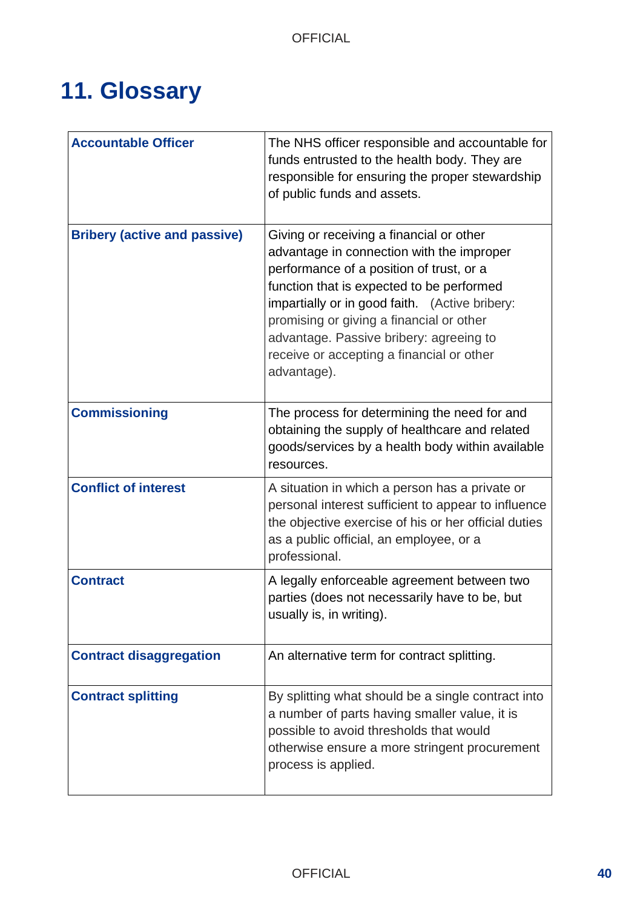# 11. Glossary

| | |
|---|---|
| **Accountable Officer** | The NHS officer responsible and accountable for funds entrusted to the health body. They are responsible for ensuring the proper stewardship of public funds and assets. |
| **Bribery (active and passive)** | Giving or receiving a financial or other advantage in connection with the improper performance of a position of trust, or a function that is expected to be performed impartially or in good faith. (Active bribery: promising or giving a financial or other advantage. Passive bribery: agreeing to receive or accepting a financial or other advantage). |
| **Commissioning** | The process for determining the need for and obtaining the supply of healthcare and related goods/services by a health body within available resources. |
| **Conflict of interest** | A situation in which a person has a private or personal interest sufficient to appear to influence the objective exercise of his or her official duties as a public official, an employee, or a professional. |
| **Contract** | A legally enforceable agreement between two parties (does not necessarily have to be, but usually is, in writing). |
| **Contract disaggregation** | An alternative term for contract splitting. |
| **Contract splitting** | By splitting what should be a single contract into a number of parts having smaller value, it is possible to avoid thresholds that would otherwise ensure a more stringent procurement process is applied. |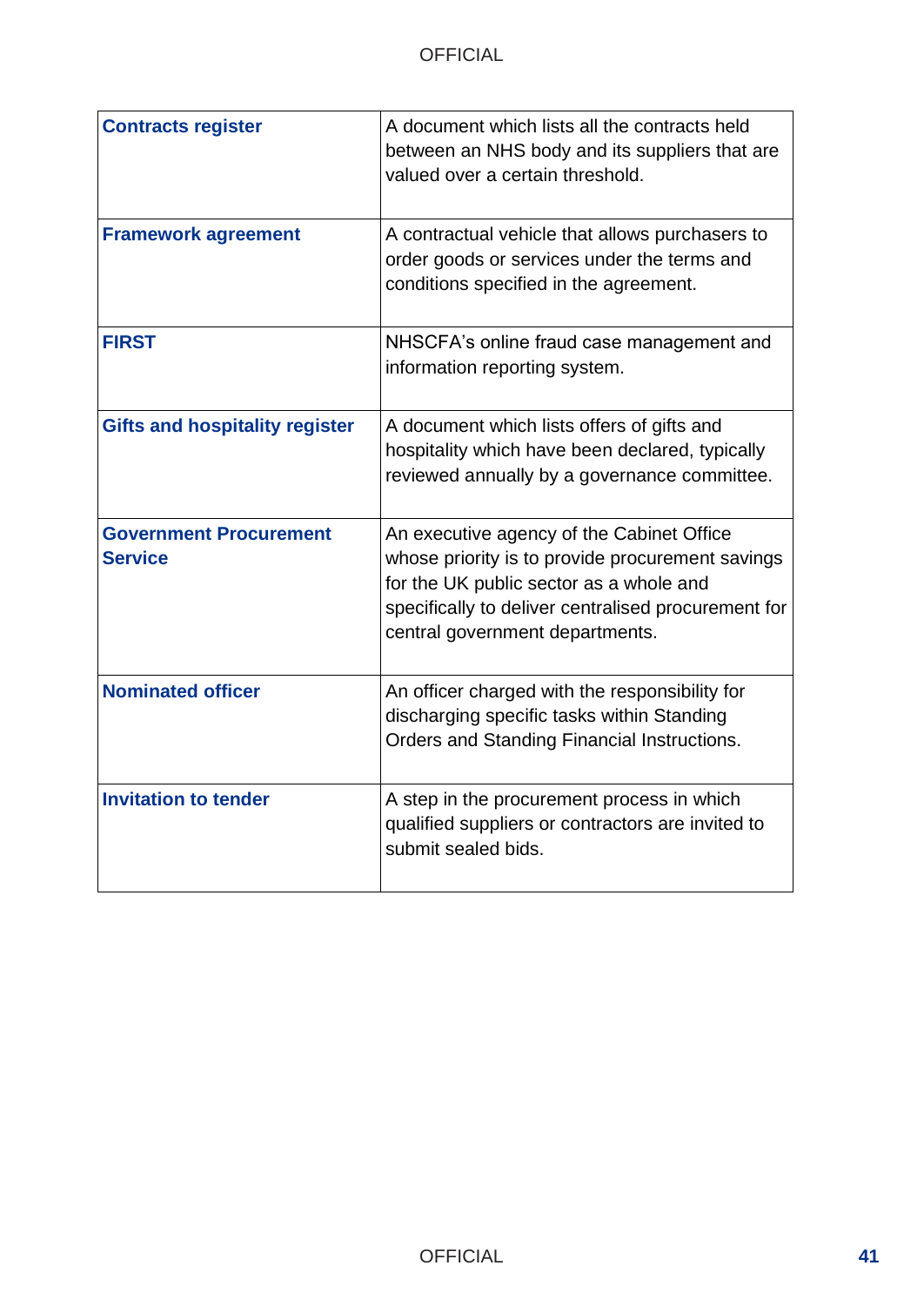| | |
|---|---|
| **Contracts register** | A document which lists all the contracts held between an NHS body and its suppliers that are valued over a certain threshold. |
| **Framework agreement** | A contractual vehicle that allows purchasers to order goods or services under the terms and conditions specified in the agreement. |
| **FIRST** | NHSCFA's online fraud case management and information reporting system. |
| **Gifts and hospitality register** | A document which lists offers of gifts and hospitality which have been declared, typically reviewed annually by a governance committee. |
| **Government Procurement Service** | An executive agency of the Cabinet Office whose priority is to provide procurement savings for the UK public sector as a whole and specifically to deliver centralised procurement for central government departments. |
| **Nominated officer** | An officer charged with the responsibility for discharging specific tasks within Standing Orders and Standing Financial Instructions. |
| **Invitation to tender** | A step in the procurement process in which qualified suppliers or contractors are invited to submit sealed bids. |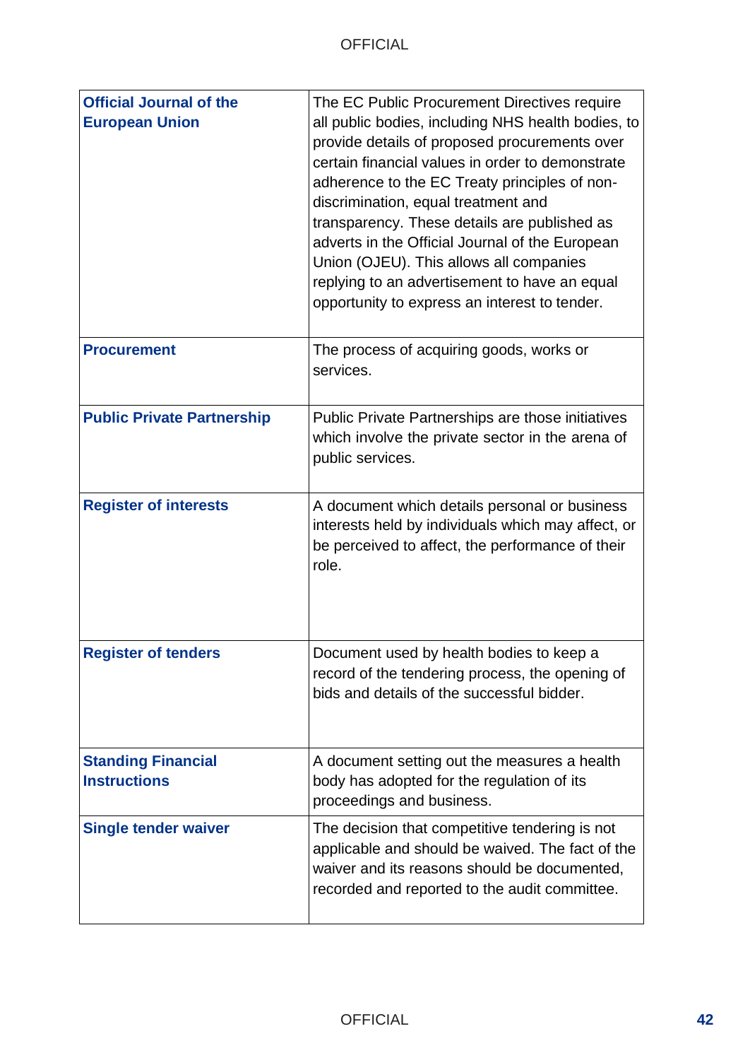| | |
|---|---|
| **Official Journal of the European Union** | The EC Public Procurement Directives require all public bodies, including NHS health bodies, to provide details of proposed procurements over certain financial values in order to demonstrate adherence to the EC Treaty principles of non-discrimination, equal treatment and transparency. These details are published as adverts in the Official Journal of the European Union (OJEU). This allows all companies replying to an advertisement to have an equal opportunity to express an interest to tender. |
| **Procurement** | The process of acquiring goods, works or services. |
| **Public Private Partnership** | Public Private Partnerships are those initiatives which involve the private sector in the arena of public services. |
| **Register of interests** | A document which details personal or business interests held by individuals which may affect, or be perceived to affect, the performance of their role. |
| **Register of tenders** | Document used by health bodies to keep a record of the tendering process, the opening of bids and details of the successful bidder. |
| **Standing Financial Instructions** | A document setting out the measures a health body has adopted for the regulation of its proceedings and business. |
| **Single tender waiver** | The decision that competitive tendering is not applicable and should be waived. The fact of the waiver and its reasons should be documented, recorded and reported to the audit committee. |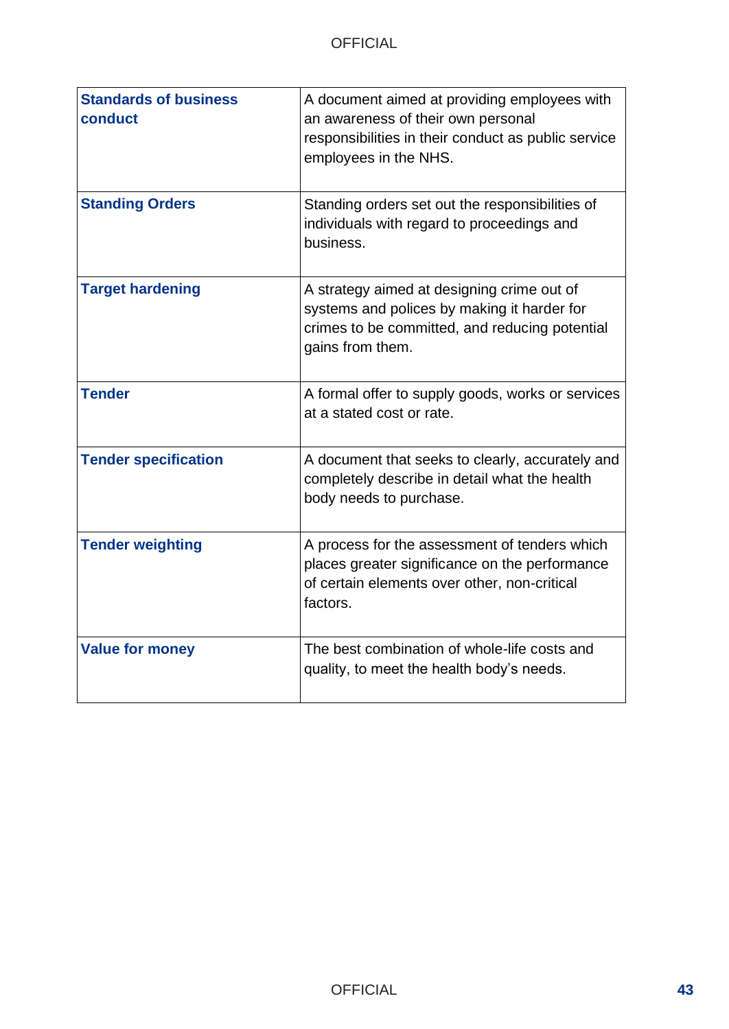| | |
|---|---|
| **Standards of business conduct** | A document aimed at providing employees with an awareness of their own personal responsibilities in their conduct as public service employees in the NHS. |
| **Standing Orders** | Standing orders set out the responsibilities of individuals with regard to proceedings and business. |
| **Target hardening** | A strategy aimed at designing crime out of systems and polices by making it harder for crimes to be committed, and reducing potential gains from them. |
| **Tender** | A formal offer to supply goods, works or services at a stated cost or rate. |
| **Tender specification** | A document that seeks to clearly, accurately and completely describe in detail what the health body needs to purchase. |
| **Tender weighting** | A process for the assessment of tenders which places greater significance on the performance of certain elements over other, non-critical factors. |
| **Value for money** | The best combination of whole-life costs and quality, to meet the health body's needs. |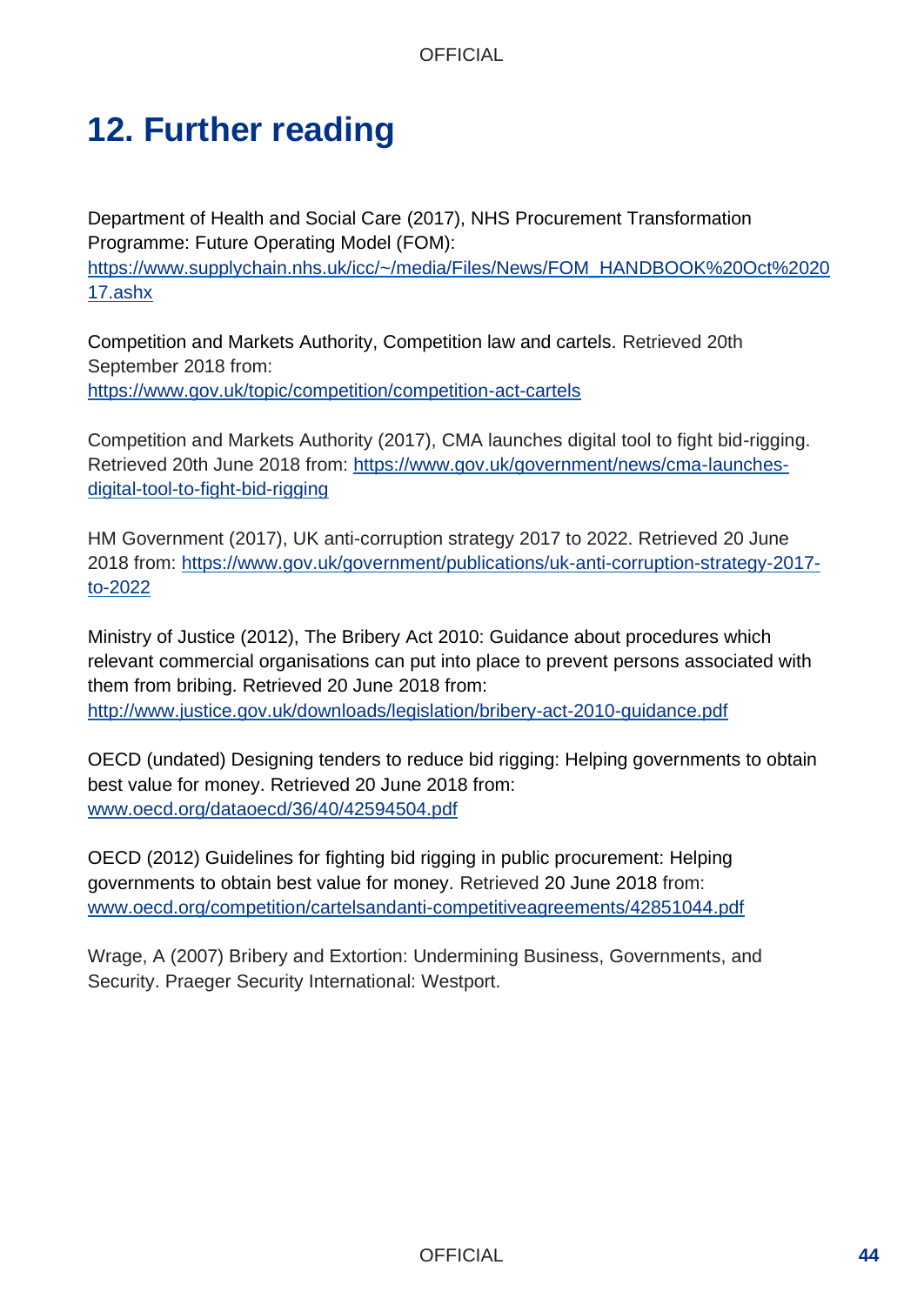# 12. Further reading

Department of Health and Social Care (2017), NHS Procurement Transformation Programme: Future Operating Model (FOM): https://www.supplychain.nhs.uk/icc/~/media/Files/News/FOM_HANDBOOK%20Oct%202017.ashx

Competition and Markets Authority, Competition law and cartels. Retrieved 20th September 2018 from: https://www.gov.uk/topic/competition/competition-act-cartels

Competition and Markets Authority (2017), CMA launches digital tool to fight bid-rigging. Retrieved 20th June 2018 from: https://www.gov.uk/government/news/cma-launches-digital-tool-to-fight-bid-rigging

HM Government (2017), UK anti-corruption strategy 2017 to 2022. Retrieved 20 June 2018 from: https://www.gov.uk/government/publications/uk-anti-corruption-strategy-2017-to-2022

Ministry of Justice (2012), The Bribery Act 2010: Guidance about procedures which relevant commercial organisations can put into place to prevent persons associated with them from bribing. Retrieved 20 June 2018 from: http://www.justice.gov.uk/downloads/legislation/bribery-act-2010-guidance.pdf

OECD (undated) Designing tenders to reduce bid rigging: Helping governments to obtain best value for money. Retrieved 20 June 2018 from: www.oecd.org/dataoecd/36/40/42594504.pdf

OECD (2012) Guidelines for fighting bid rigging in public procurement: Helping governments to obtain best value for money. Retrieved 20 June 2018 from: www.oecd.org/competition/cartelsandanti-competitiveagreements/42851044.pdf

Wrage, A (2007) Bribery and Extortion: Undermining Business, Governments, and Security. Praeger Security International: Westport.